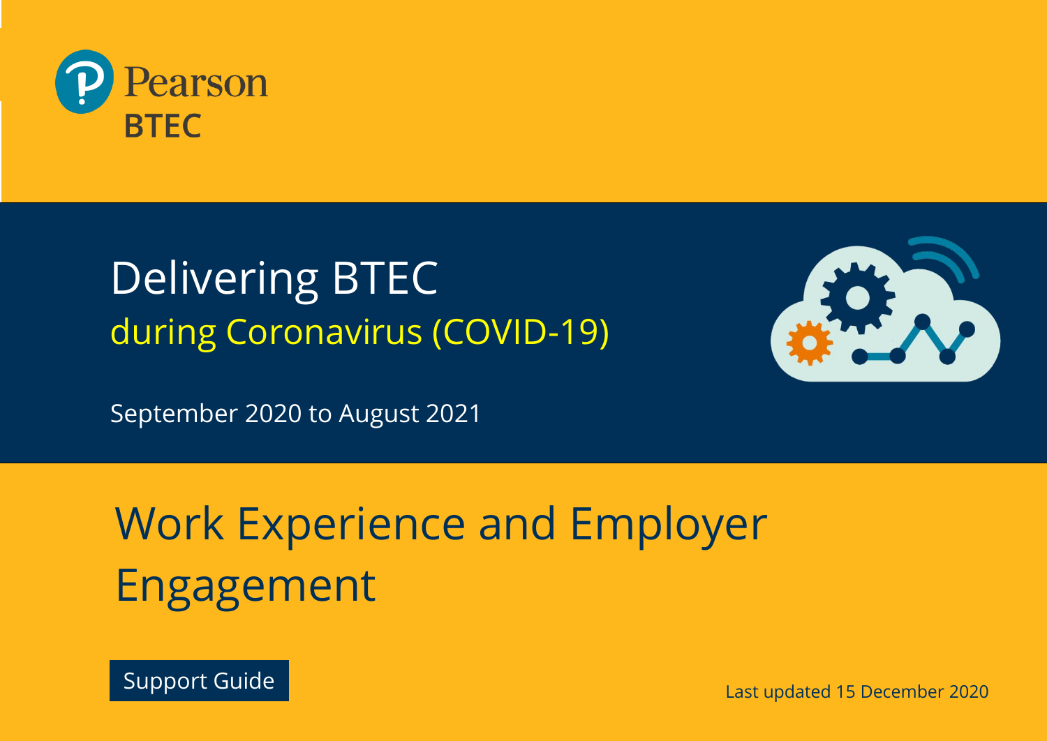Pearson

BTEC

# Delivering BTEC during Coronavirus (COVID-19)

September 2020 to August 2021

## Work Experience and Employer Engagement

Support Guide

Last updated 15 December 2020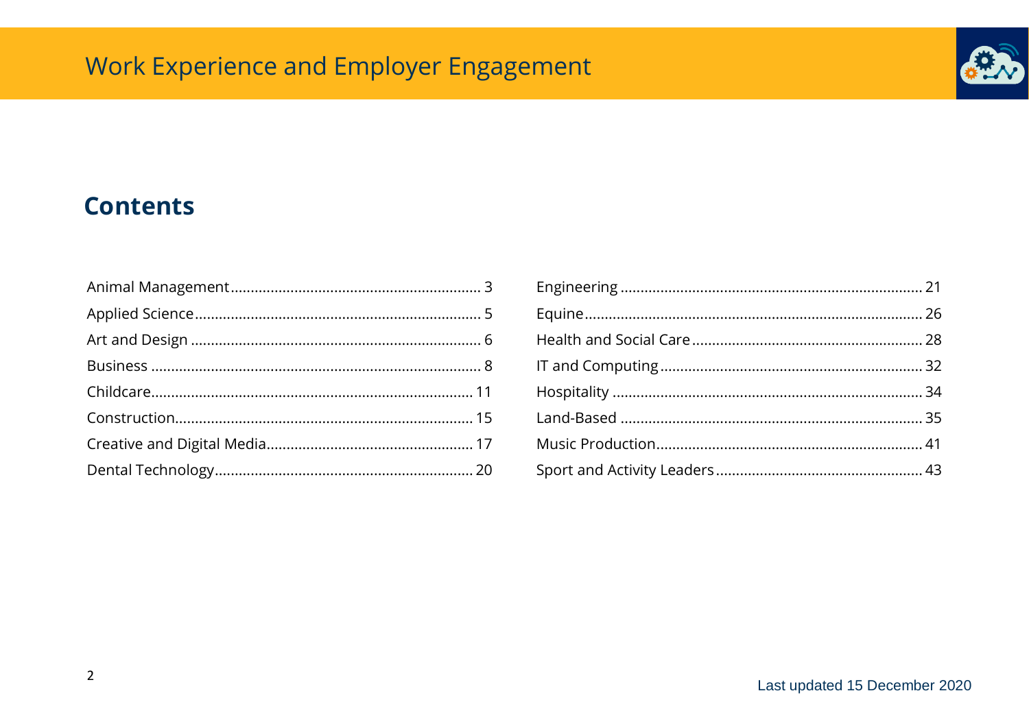## Contents

Animal Management........................................................... 3
Applied Science.................................................................. 5
Art and Design .................................................................. 6
Business ........................................................................... 8
Childcare.......................................................................... 11
Construction..................................................................... 15
Creative and Digital Media................................................ 17
Dental Technology............................................................ 20
Engineering ...................................................................... 21
Equine.............................................................................. 26
Health and Social Care...................................................... 28
IT and Computing.............................................................. 32
Hospitality ........................................................................ 34
Land-Based ...................................................................... 35
Music Production.............................................................. 41
Sport and Activity Leaders................................................ 43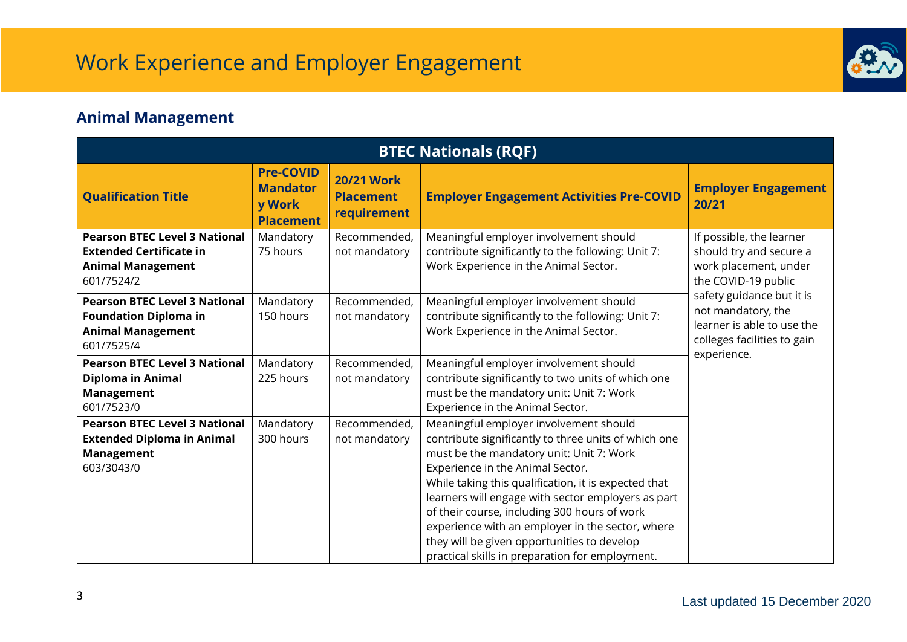# Work Experience and Employer Engagement

## Animal Management

| BTEC Nationals (RQF) | | | | |
|---|---|---|---|---|
| **Qualification Title** | **Pre-COVID Mandatory Work Placement** | **20/21 Work Placement requirement** | **Employer Engagement Activities Pre-COVID** | **Employer Engagement 20/21** |
| **Pearson BTEC Level 3 National Extended Certificate in Animal Management** 601/7524/2 | Mandatory 75 hours | Recommended, not mandatory | Meaningful employer involvement should contribute significantly to the following: Unit 7: Work Experience in the Animal Sector. | If possible, the learner should try and secure a work placement, under the COVID-19 public safety guidance but it is not mandatory, the learner is able to use the colleges facilities to gain experience. |
| **Pearson BTEC Level 3 National Foundation Diploma in Animal Management** 601/7525/4 | Mandatory 150 hours | Recommended, not mandatory | Meaningful employer involvement should contribute significantly to the following: Unit 7: Work Experience in the Animal Sector. | |
| **Pearson BTEC Level 3 National Diploma in Animal Management** 601/7523/0 | Mandatory 225 hours | Recommended, not mandatory | Meaningful employer involvement should contribute significantly to two units of which one must be the mandatory unit: Unit 7: Work Experience in the Animal Sector. | |
| **Pearson BTEC Level 3 National Extended Diploma in Animal Management** 603/3043/0 | Mandatory 300 hours | Recommended, not mandatory | Meaningful employer involvement should contribute significantly to three units of which one must be the mandatory unit: Unit 7: Work Experience in the Animal Sector. While taking this qualification, it is expected that learners will engage with sector employers as part of their course, including 300 hours of work experience with an employer in the sector, where they will be given opportunities to develop practical skills in preparation for employment. | |

Last updated 15 December 2020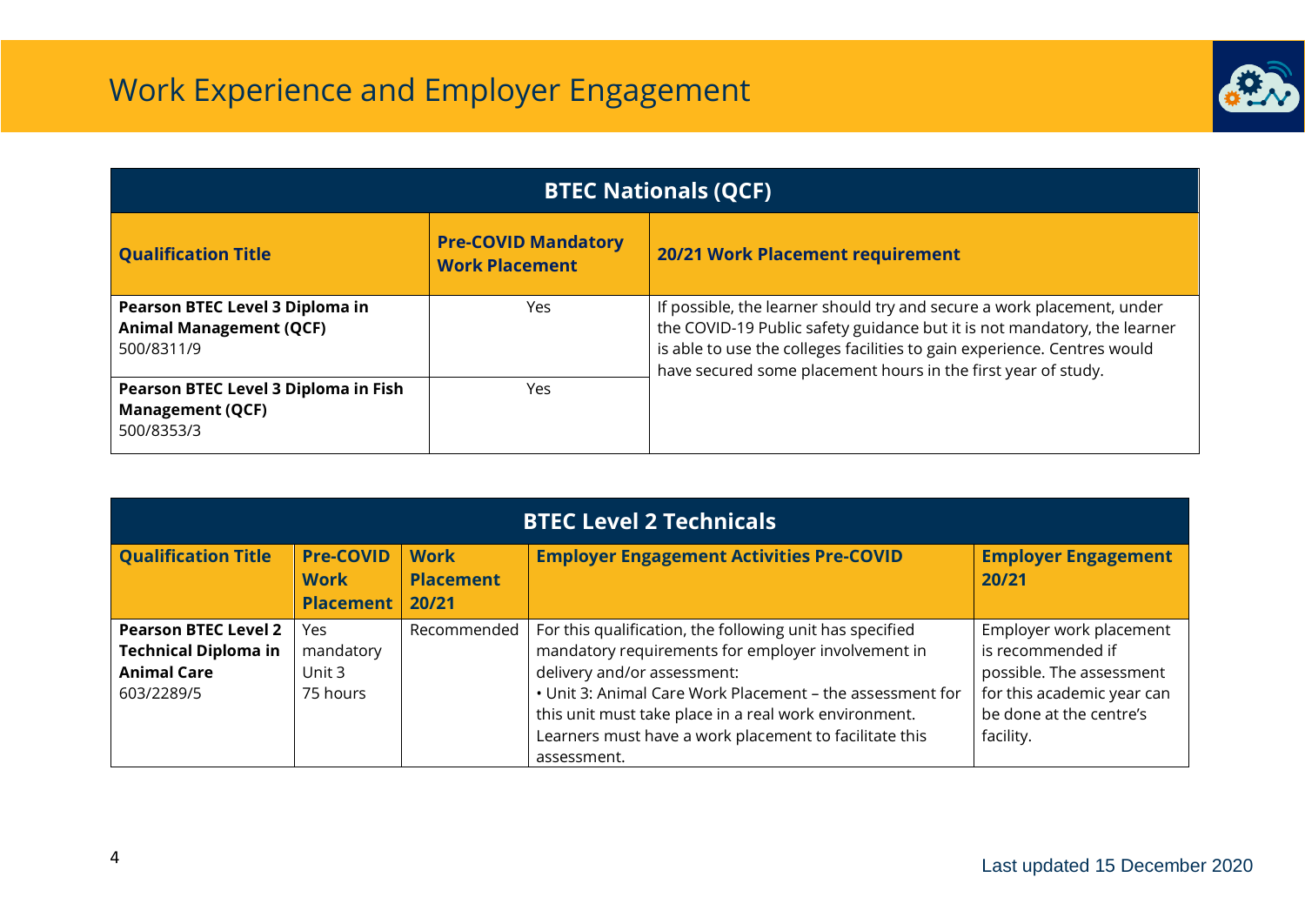# Work Experience and Employer Engagement

| BTEC Nationals (QCF) | | |
|---|---|---|
| **Qualification Title** | **Pre-COVID Mandatory Work Placement** | **20/21 Work Placement requirement** |
| **Pearson BTEC Level 3 Diploma in Animal Management (QCF)** 500/8311/9 | Yes | If possible, the learner should try and secure a work placement, under the COVID-19 Public safety guidance but it is not mandatory, the learner is able to use the colleges facilities to gain experience. Centres would have secured some placement hours in the first year of study. |
| **Pearson BTEC Level 3 Diploma in Fish Management (QCF)** 500/8353/3 | Yes | |

| BTEC Level 2 Technicals | | | | |
|---|---|---|---|---|
| **Qualification Title** | **Pre-COVID Work Placement** | **Work Placement 20/21** | **Employer Engagement Activities Pre-COVID** | **Employer Engagement 20/21** |
| **Pearson BTEC Level 2 Technical Diploma in Animal Care** 603/2289/5 | Yes mandatory Unit 3 75 hours | Recommended | For this qualification, the following unit has specified mandatory requirements for employer involvement in delivery and/or assessment:<br>• Unit 3: Animal Care Work Placement – the assessment for this unit must take place in a real work environment. Learners must have a work placement to facilitate this assessment. | Employer work placement is recommended if possible. The assessment for this academic year can be done at the centre's facility. |

Last updated 15 December 2020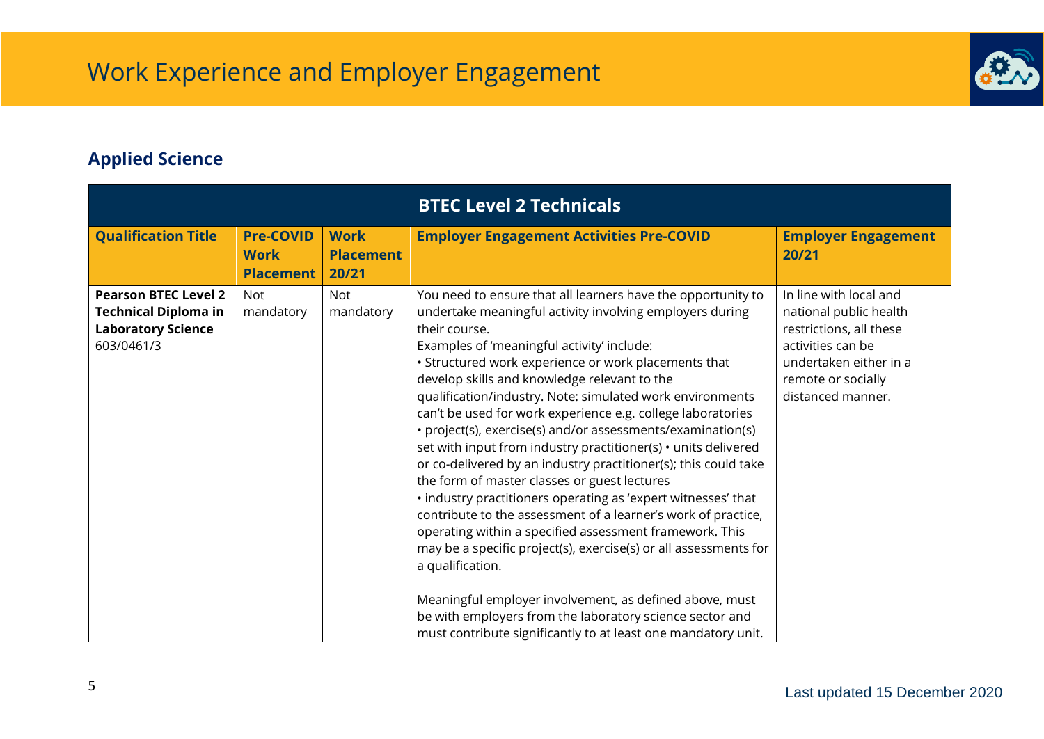# Work Experience and Employer Engagement

## Applied Science

| BTEC Level 2 Technicals | | | | |
|---|---|---|---|---|
| **Qualification Title** | **Pre-COVID Work Placement** | **Work Placement 20/21** | **Employer Engagement Activities Pre-COVID** | **Employer Engagement 20/21** |
| **Pearson BTEC Level 2 Technical Diploma in Laboratory Science** 603/0461/3 | Not mandatory | Not mandatory | You need to ensure that all learners have the opportunity to undertake meaningful activity involving employers during their course.<br>Examples of 'meaningful activity' include:<br>• Structured work experience or work placements that develop skills and knowledge relevant to the qualification/industry. Note: simulated work environments can't be used for work experience e.g. college laboratories<br>• project(s), exercise(s) and/or assessments/examination(s) set with input from industry practitioner(s) • units delivered or co-delivered by an industry practitioner(s); this could take the form of master classes or guest lectures<br>• industry practitioners operating as 'expert witnesses' that contribute to the assessment of a learner's work of practice, operating within a specified assessment framework. This may be a specific project(s), exercise(s) or all assessments for a qualification.<br><br>Meaningful employer involvement, as defined above, must be with employers from the laboratory science sector and must contribute significantly to at least one mandatory unit. | In line with local and national public health restrictions, all these activities can be undertaken either in a remote or socially distanced manner. |

Last updated 15 December 2020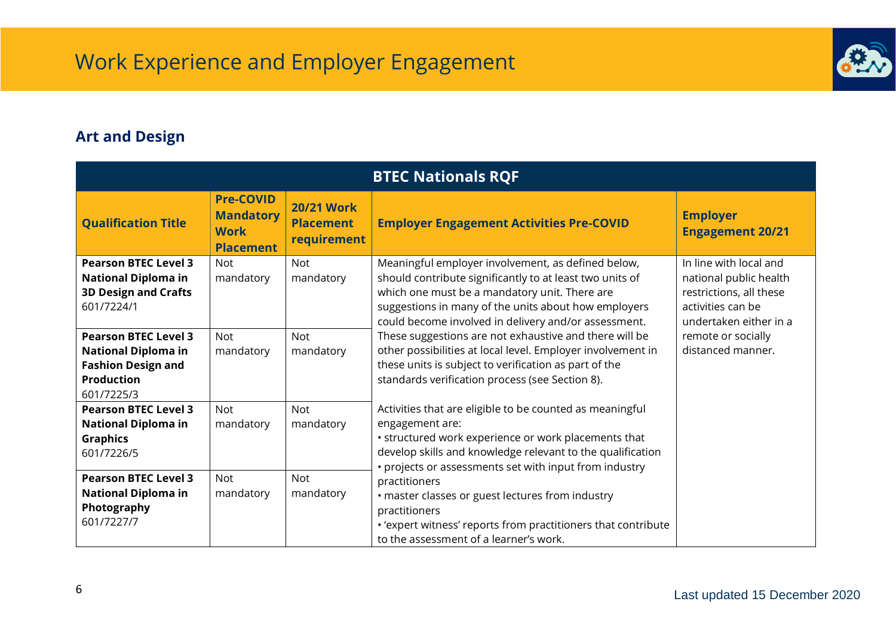# Work Experience and Employer Engagement

## Art and Design

| BTEC Nationals RQF | | | | |
|---|---|---|---|---|
| **Qualification Title** | **Pre-COVID Mandatory Work Placement** | **20/21 Work Placement requirement** | **Employer Engagement Activities Pre-COVID** | **Employer Engagement 20/21** |
| **Pearson BTEC Level 3 National Diploma in 3D Design and Crafts** 601/7224/1 | Not mandatory | Not mandatory | Meaningful employer involvement, as defined below, should contribute significantly to at least two units of which one must be a mandatory unit. There are suggestions in many of the units about how employers could become involved in delivery and/or assessment. These suggestions are not exhaustive and there will be other possibilities at local level. Employer involvement in these units is subject to verification as part of the standards verification process (see Section 8).<br><br>Activities that are eligible to be counted as meaningful engagement are:<br>• structured work experience or work placements that develop skills and knowledge relevant to the qualification<br>• projects or assessments set with input from industry practitioners<br>• master classes or guest lectures from industry practitioners<br>• 'expert witness' reports from practitioners that contribute to the assessment of a learner's work. | In line with local and national public health restrictions, all these activities can be undertaken either in a remote or socially distanced manner. |
| **Pearson BTEC Level 3 National Diploma in Fashion Design and Production** 601/7225/3 | Not mandatory | Not mandatory | | |
| **Pearson BTEC Level 3 National Diploma in Graphics** 601/7226/5 | Not mandatory | Not mandatory | | |
| **Pearson BTEC Level 3 National Diploma in Photography** 601/7227/7 | Not mandatory | Not mandatory | | |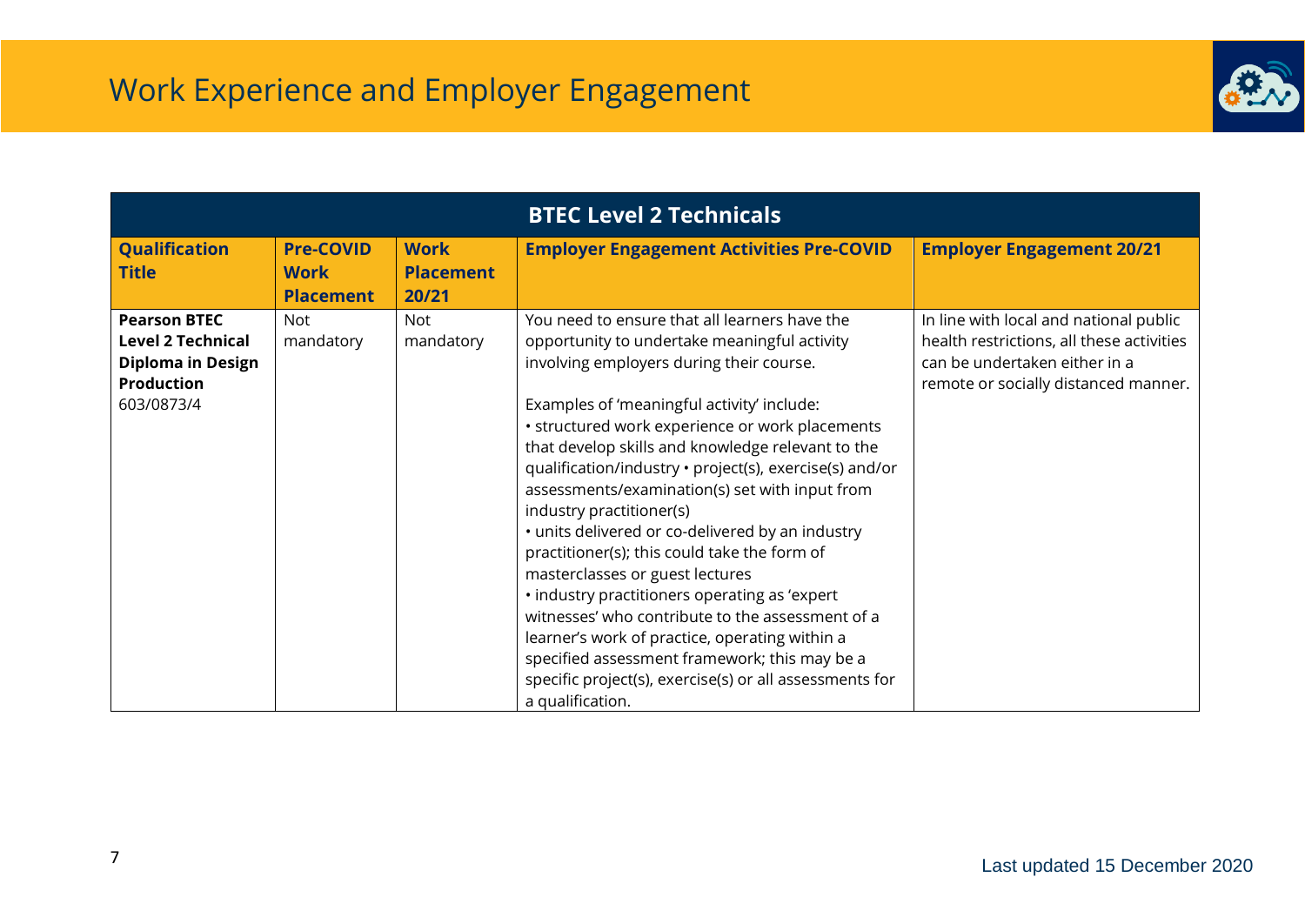# Work Experience and Employer Engagement

| BTEC Level 2 Technicals | | | | |
|---|---|---|---|---|
| **Qualification Title** | **Pre-COVID Work Placement** | **Work Placement 20/21** | **Employer Engagement Activities Pre-COVID** | **Employer Engagement 20/21** |
| **Pearson BTEC Level 2 Technical Diploma in Design Production** 603/0873/4 | Not mandatory | Not mandatory | You need to ensure that all learners have the opportunity to undertake meaningful activity involving employers during their course.<br><br>Examples of 'meaningful activity' include:<br>• structured work experience or work placements that develop skills and knowledge relevant to the qualification/industry • project(s), exercise(s) and/or assessments/examination(s) set with input from industry practitioner(s)<br>• units delivered or co-delivered by an industry practitioner(s); this could take the form of masterclasses or guest lectures<br>• industry practitioners operating as 'expert witnesses' who contribute to the assessment of a learner's work of practice, operating within a specified assessment framework; this may be a specific project(s), exercise(s) or all assessments for a qualification. | In line with local and national public health restrictions, all these activities can be undertaken either in a remote or socially distanced manner. |

Last updated 15 December 2020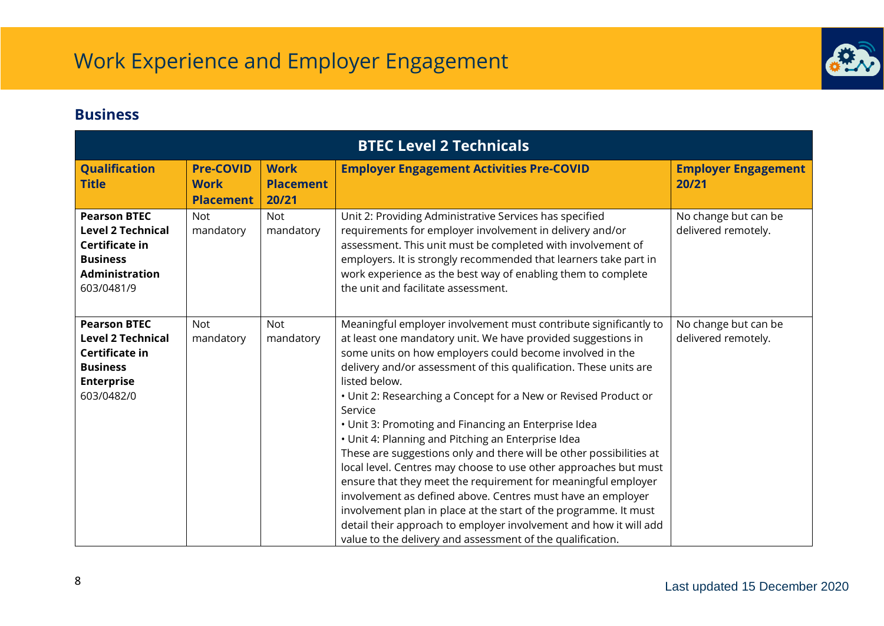# Work Experience and Employer Engagement

## Business

| BTEC Level 2 Technicals | | | | |
|---|---|---|---|---|
| **Qualification Title** | **Pre-COVID Work Placement** | **Work Placement 20/21** | **Employer Engagement Activities Pre-COVID** | **Employer Engagement 20/21** |
| **Pearson BTEC Level 2 Technical Certificate in Business Administration** 603/0481/9 | Not mandatory | Not mandatory | Unit 2: Providing Administrative Services has specified requirements for employer involvement in delivery and/or assessment. This unit must be completed with involvement of employers. It is strongly recommended that learners take part in work experience as the best way of enabling them to complete the unit and facilitate assessment. | No change but can be delivered remotely. |
| **Pearson BTEC Level 2 Technical Certificate in Business Enterprise** 603/0482/0 | Not mandatory | Not mandatory | Meaningful employer involvement must contribute significantly to at least one mandatory unit. We have provided suggestions in some units on how employers could become involved in the delivery and/or assessment of this qualification. These units are listed below.<br>• Unit 2: Researching a Concept for a New or Revised Product or Service<br>• Unit 3: Promoting and Financing an Enterprise Idea<br>• Unit 4: Planning and Pitching an Enterprise Idea<br>These are suggestions only and there will be other possibilities at local level. Centres may choose to use other approaches but must ensure that they meet the requirement for meaningful employer involvement as defined above. Centres must have an employer involvement plan in place at the start of the programme. It must detail their approach to employer involvement and how it will add value to the delivery and assessment of the qualification. | No change but can be delivered remotely. |

Last updated 15 December 2020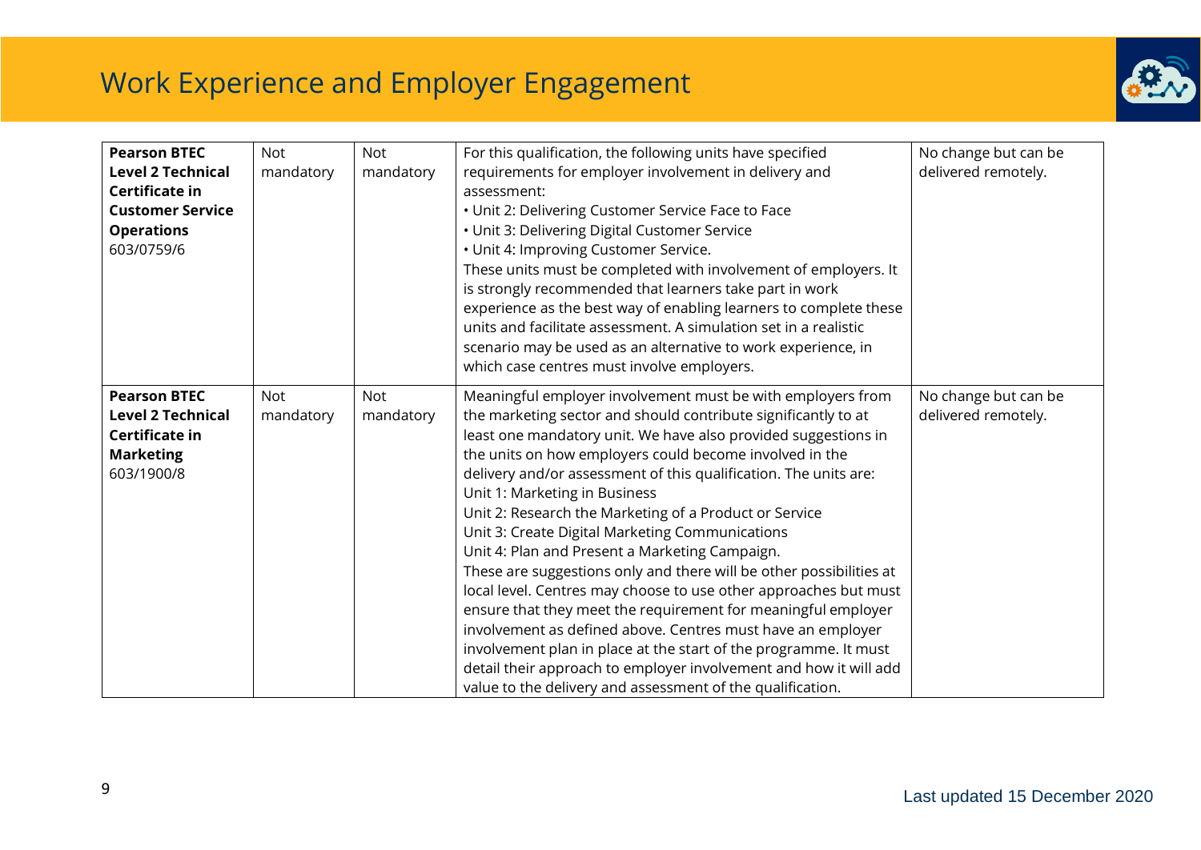# Work Experience and Employer Engagement

| | | | | |
|---|---|---|---|---|
| **Pearson BTEC Level 2 Technical Certificate in Customer Service Operations** 603/0759/6 | Not mandatory | Not mandatory | For this qualification, the following units have specified requirements for employer involvement in delivery and assessment:<br>• Unit 2: Delivering Customer Service Face to Face<br>• Unit 3: Delivering Digital Customer Service<br>• Unit 4: Improving Customer Service.<br>These units must be completed with involvement of employers. It is strongly recommended that learners take part in work experience as the best way of enabling learners to complete these units and facilitate assessment. A simulation set in a realistic scenario may be used as an alternative to work experience, in which case centres must involve employers. | No change but can be delivered remotely. |
| **Pearson BTEC Level 2 Technical Certificate in Marketing** 603/1900/8 | Not mandatory | Not mandatory | Meaningful employer involvement must be with employers from the marketing sector and should contribute significantly to at least one mandatory unit. We have also provided suggestions in the units on how employers could become involved in the delivery and/or assessment of this qualification. The units are:<br>Unit 1: Marketing in Business<br>Unit 2: Research the Marketing of a Product or Service<br>Unit 3: Create Digital Marketing Communications<br>Unit 4: Plan and Present a Marketing Campaign.<br>These are suggestions only and there will be other possibilities at local level. Centres may choose to use other approaches but must ensure that they meet the requirement for meaningful employer involvement as defined above. Centres must have an employer involvement plan in place at the start of the programme. It must detail their approach to employer involvement and how it will add value to the delivery and assessment of the qualification. | No change but can be delivered remotely. |

Last updated 15 December 2020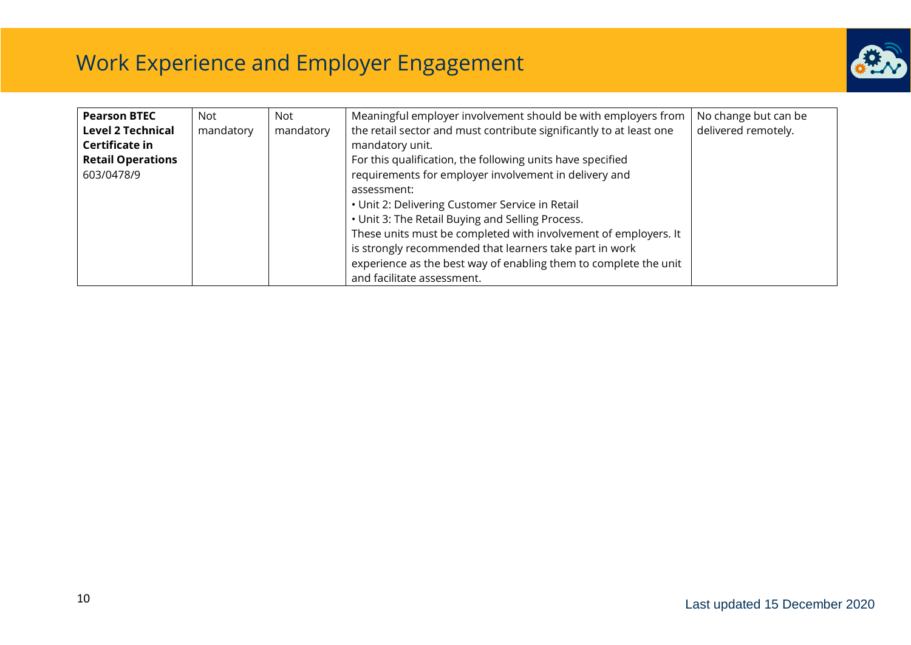# Work Experience and Employer Engagement

| | | | | |
|---|---|---|---|---|
| **Pearson BTEC Level 2 Technical Certificate in Retail Operations** 603/0478/9 | Not mandatory | Not mandatory | Meaningful employer involvement should be with employers from the retail sector and must contribute significantly to at least one mandatory unit.<br>For this qualification, the following units have specified requirements for employer involvement in delivery and assessment:<br>• Unit 2: Delivering Customer Service in Retail<br>• Unit 3: The Retail Buying and Selling Process.<br>These units must be completed with involvement of employers. It is strongly recommended that learners take part in work experience as the best way of enabling them to complete the unit and facilitate assessment. | No change but can be delivered remotely. |

Last updated 15 December 2020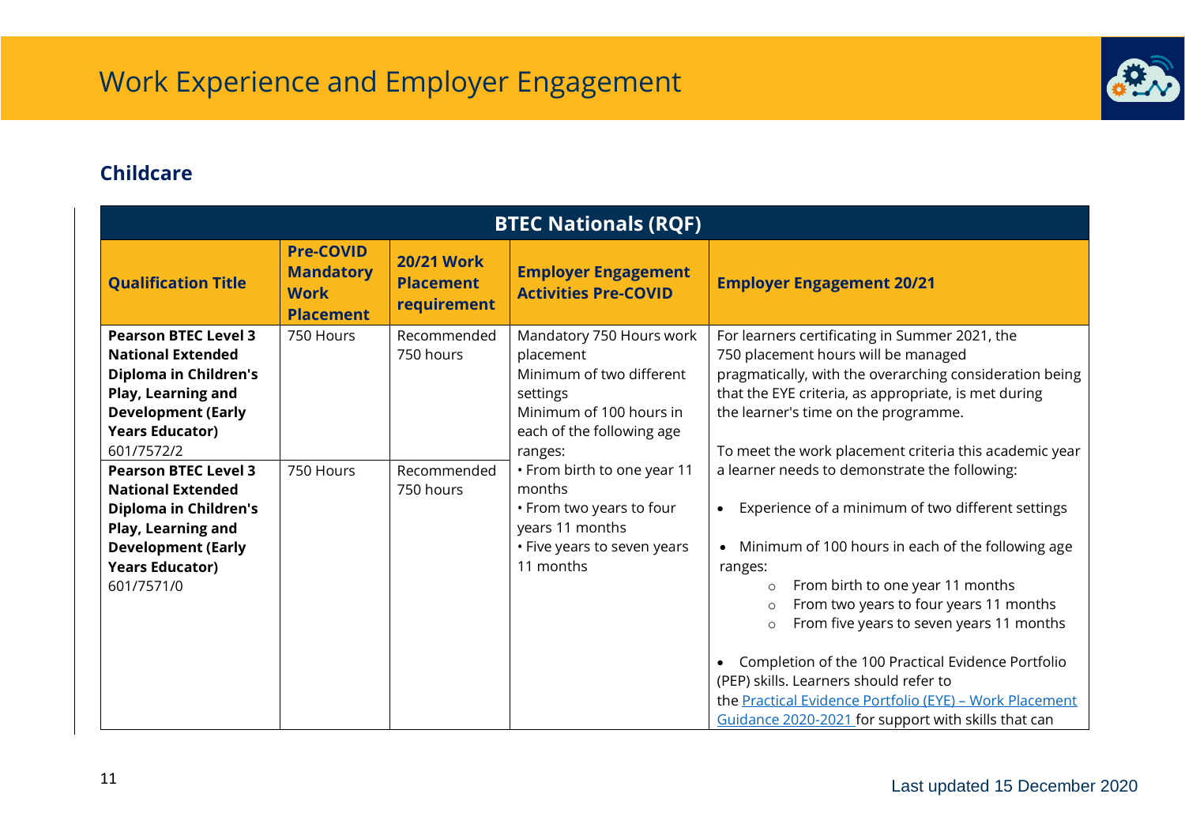# Work Experience and Employer Engagement

## Childcare

| BTEC Nationals (RQF) | | | | |
|---|---|---|---|---|
| **Qualification Title** | **Pre-COVID Mandatory Work Placement** | **20/21 Work Placement requirement** | **Employer Engagement Activities Pre-COVID** | **Employer Engagement 20/21** |
| **Pearson BTEC Level 3 National Extended Diploma in Children's Play, Learning and Development (Early Years Educator)** 601/7572/2 | 750 Hours | Recommended 750 hours | Mandatory 750 Hours work placement<br>Minimum of two different settings<br>Minimum of 100 hours in each of the following age ranges:<br>• From birth to one year 11 months<br>• From two years to four years 11 months<br>• Five years to seven years 11 months | For learners certificating in Summer 2021, the 750 placement hours will be managed pragmatically, with the overarching consideration being that the EYE criteria, as appropriate, is met during the learner's time on the programme.<br><br>To meet the work placement criteria this academic year a learner needs to demonstrate the following:<br><br>• Experience of a minimum of two different settings<br><br>• Minimum of 100 hours in each of the following age ranges:<br>○ From birth to one year 11 months<br>○ From two years to four years 11 months<br>○ From five years to seven years 11 months<br><br>• Completion of the 100 Practical Evidence Portfolio (PEP) skills. Learners should refer to the Practical Evidence Portfolio (EYE) – Work Placement Guidance 2020-2021 for support with skills that can |
| **Pearson BTEC Level 3 National Extended Diploma in Children's Play, Learning and Development (Early Years Educator)** 601/7571/0 | 750 Hours | Recommended 750 hours | | |

Last updated 15 December 2020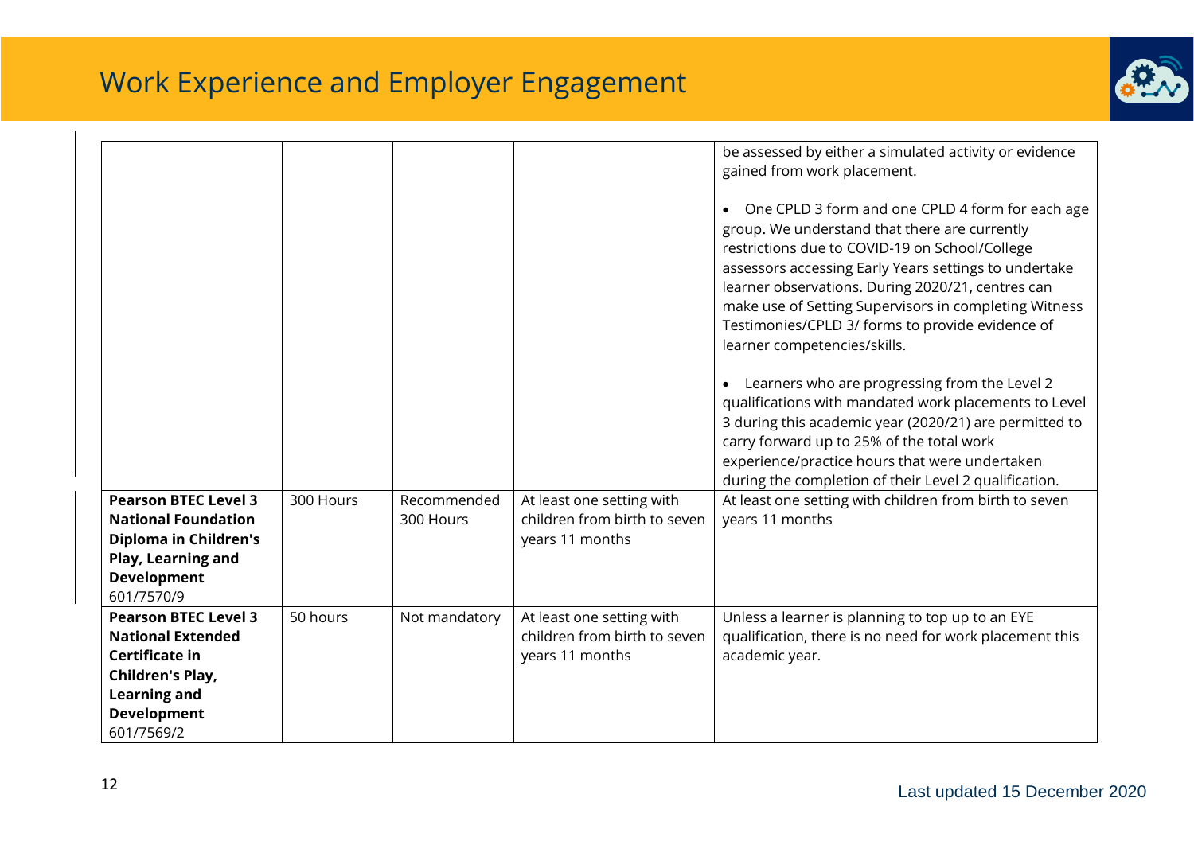# Work Experience and Employer Engagement

| | | | | |
|---|---|---|---|---|
| | | | | be assessed by either a simulated activity or evidence gained from work placement.<br><br>• One CPLD 3 form and one CPLD 4 form for each age group. We understand that there are currently restrictions due to COVID-19 on School/College assessors accessing Early Years settings to undertake learner observations. During 2020/21, centres can make use of Setting Supervisors in completing Witness Testimonies/CPLD 3/ forms to provide evidence of learner competencies/skills.<br><br>• Learners who are progressing from the Level 2 qualifications with mandated work placements to Level 3 during this academic year (2020/21) are permitted to carry forward up to 25% of the total work experience/practice hours that were undertaken during the completion of their Level 2 qualification. |
| **Pearson BTEC Level 3 National Foundation Diploma in Children's Play, Learning and Development** 601/7570/9 | 300 Hours | Recommended 300 Hours | At least one setting with children from birth to seven years 11 months | At least one setting with children from birth to seven years 11 months |
| **Pearson BTEC Level 3 National Extended Certificate in Children's Play, Learning and Development** 601/7569/2 | 50 hours | Not mandatory | At least one setting with children from birth to seven years 11 months | Unless a learner is planning to top up to an EYE qualification, there is no need for work placement this academic year. |

Last updated 15 December 2020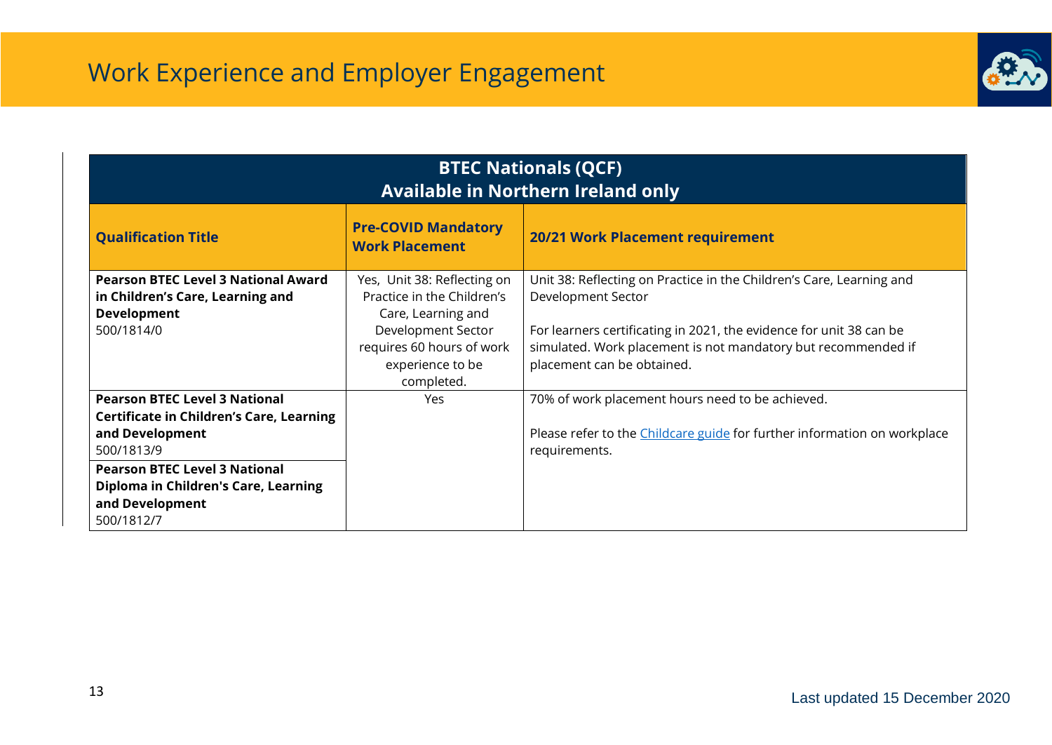# Work Experience and Employer Engagement

| BTEC Nationals (QCF)<br>Available in Northern Ireland only | | |
|---|---|---|
| **Qualification Title** | **Pre-COVID Mandatory Work Placement** | **20/21 Work Placement requirement** |
| **Pearson BTEC Level 3 National Award in Children's Care, Learning and Development**<br>500/1814/0 | Yes, Unit 38: Reflecting on Practice in the Children's Care, Learning and Development Sector requires 60 hours of work experience to be completed. | Unit 38: Reflecting on Practice in the Children's Care, Learning and Development Sector<br><br>For learners certificating in 2021, the evidence for unit 38 can be simulated. Work placement is not mandatory but recommended if placement can be obtained. |
| **Pearson BTEC Level 3 National Certificate in Children's Care, Learning and Development**<br>500/1813/9 | Yes | 70% of work placement hours need to be achieved.<br><br>Please refer to the Childcare guide for further information on workplace requirements. |
| **Pearson BTEC Level 3 National Diploma in Children's Care, Learning and Development**<br>500/1812/7 | | |

Last updated 15 December 2020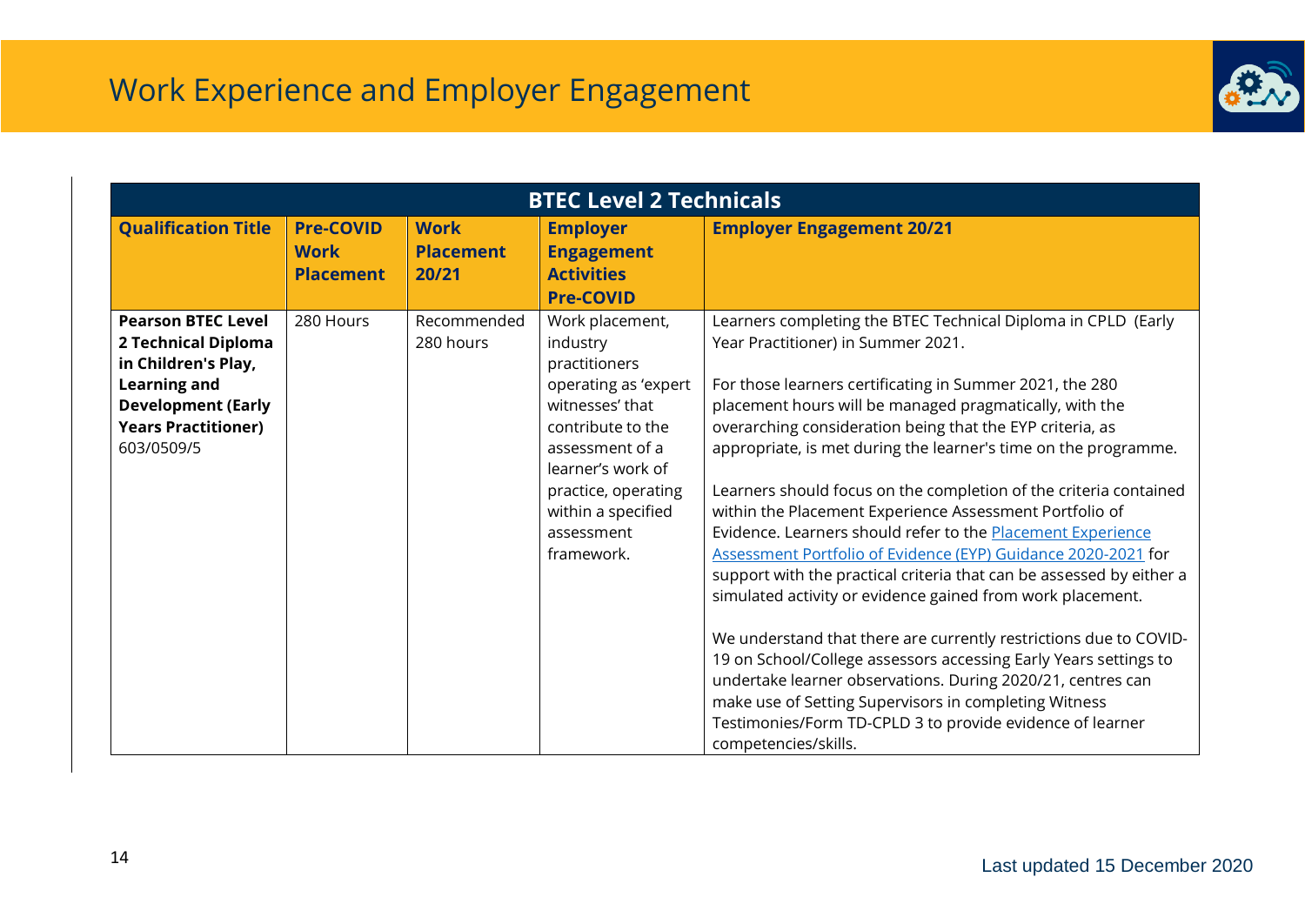# Work Experience and Employer Engagement

| BTEC Level 2 Technicals | | | | |
|---|---|---|---|---|
| **Qualification Title** | **Pre-COVID Work Placement** | **Work Placement 20/21** | **Employer Engagement Activities Pre-COVID** | **Employer Engagement 20/21** |
| **Pearson BTEC Level 2 Technical Diploma in Children's Play, Learning and Development (Early Years Practitioner)** 603/0509/5 | 280 Hours | Recommended 280 hours | Work placement, industry practitioners operating as 'expert witnesses' that contribute to the assessment of a learner's work of practice, operating within a specified assessment framework. | Learners completing the BTEC Technical Diploma in CPLD (Early Year Practitioner) in Summer 2021.<br><br>For those learners certificating in Summer 2021, the 280 placement hours will be managed pragmatically, with the overarching consideration being that the EYP criteria, as appropriate, is met during the learner's time on the programme.<br><br>Learners should focus on the completion of the criteria contained within the Placement Experience Assessment Portfolio of Evidence. Learners should refer to the Placement Experience Assessment Portfolio of Evidence (EYP) Guidance 2020-2021 for support with the practical criteria that can be assessed by either a simulated activity or evidence gained from work placement.<br><br>We understand that there are currently restrictions due to COVID-19 on School/College assessors accessing Early Years settings to undertake learner observations. During 2020/21, centres can make use of Setting Supervisors in completing Witness Testimonies/Form TD-CPLD 3 to provide evidence of learner competencies/skills. |

Last updated 15 December 2020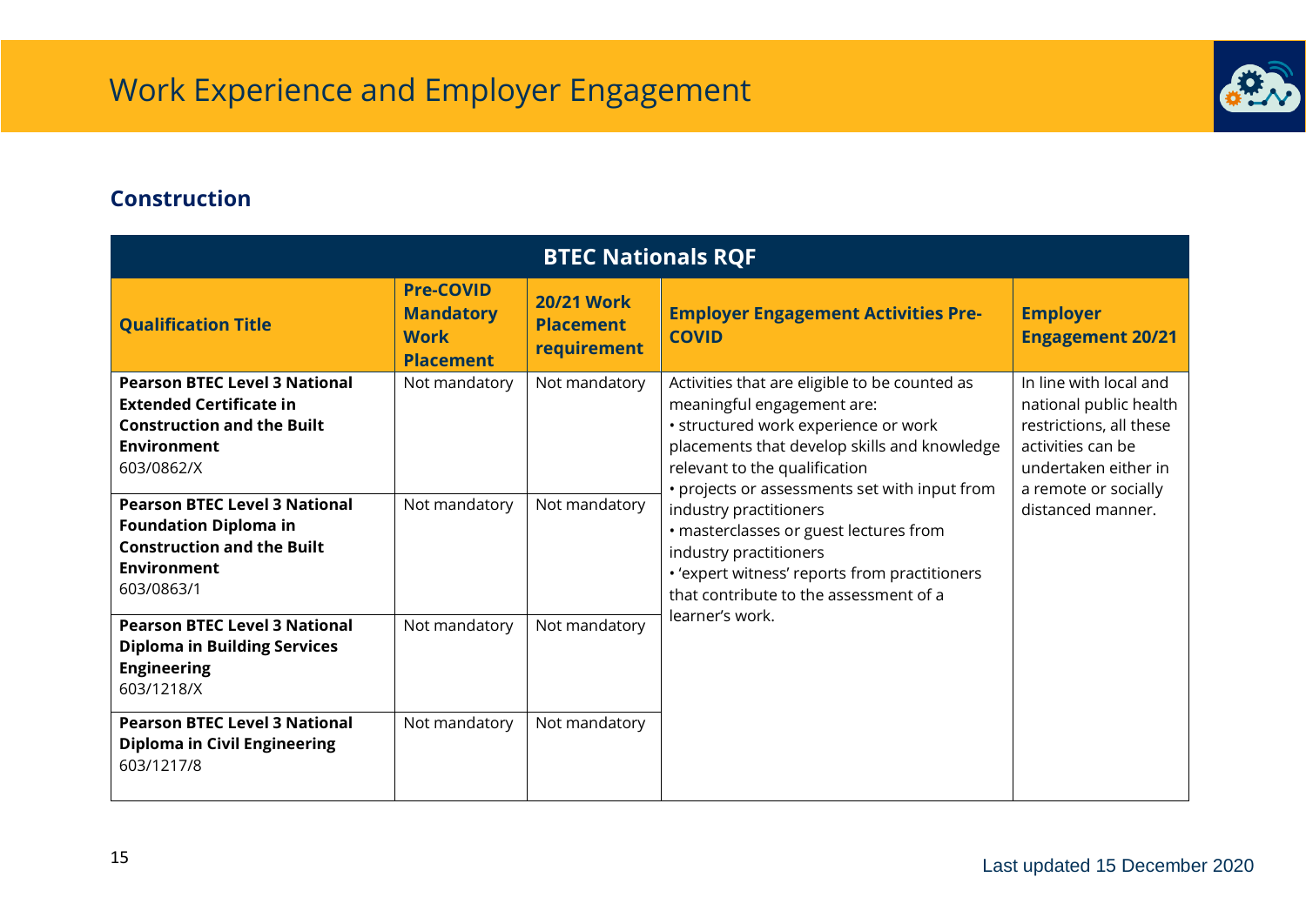# Work Experience and Employer Engagement

## Construction

| BTEC Nationals RQF | | | | |
|---|---|---|---|---|
| **Qualification Title** | **Pre-COVID Mandatory Work Placement** | **20/21 Work Placement requirement** | **Employer Engagement Activities Pre-COVID** | **Employer Engagement 20/21** |
| **Pearson BTEC Level 3 National Extended Certificate in Construction and the Built Environment** 603/0862/X | Not mandatory | Not mandatory | Activities that are eligible to be counted as meaningful engagement are:<br>• structured work experience or work placements that develop skills and knowledge relevant to the qualification<br>• projects or assessments set with input from industry practitioners<br>• masterclasses or guest lectures from industry practitioners<br>• 'expert witness' reports from practitioners that contribute to the assessment of a learner's work. | In line with local and national public health restrictions, all these activities can be undertaken either in a remote or socially distanced manner. |
| **Pearson BTEC Level 3 National Foundation Diploma in Construction and the Built Environment** 603/0863/1 | Not mandatory | Not mandatory | | |
| **Pearson BTEC Level 3 National Diploma in Building Services Engineering** 603/1218/X | Not mandatory | Not mandatory | | |
| **Pearson BTEC Level 3 National Diploma in Civil Engineering** 603/1217/8 | Not mandatory | Not mandatory | | |

Last updated 15 December 2020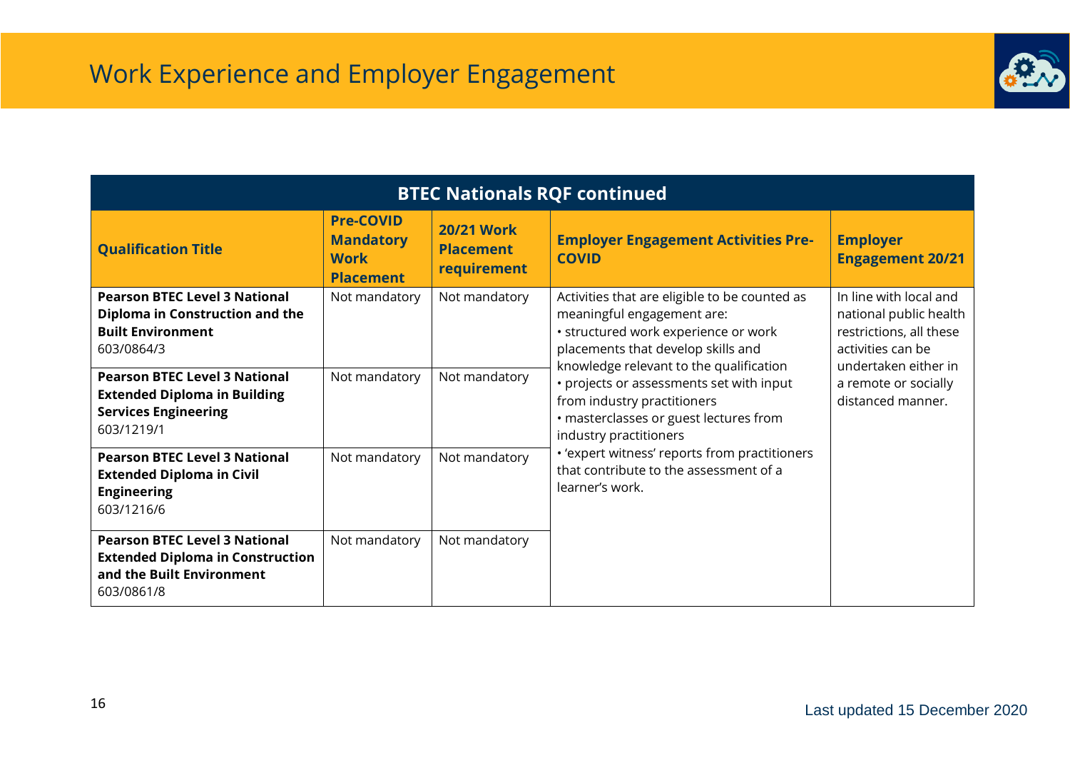# Work Experience and Employer Engagement

| BTEC Nationals RQF continued | | | | |
|---|---|---|---|---|
| **Qualification Title** | **Pre-COVID Mandatory Work Placement** | **20/21 Work Placement requirement** | **Employer Engagement Activities Pre-COVID** | **Employer Engagement 20/21** |
| **Pearson BTEC Level 3 National Diploma in Construction and the Built Environment** 603/0864/3 | Not mandatory | Not mandatory | Activities that are eligible to be counted as meaningful engagement are: • structured work experience or work placements that develop skills and knowledge relevant to the qualification • projects or assessments set with input from industry practitioners • masterclasses or guest lectures from industry practitioners • 'expert witness' reports from practitioners that contribute to the assessment of a learner's work. | In line with local and national public health restrictions, all these activities can be undertaken either in a remote or socially distanced manner. |
| **Pearson BTEC Level 3 National Extended Diploma in Building Services Engineering** 603/1219/1 | Not mandatory | Not mandatory | | |
| **Pearson BTEC Level 3 National Extended Diploma in Civil Engineering** 603/1216/6 | Not mandatory | Not mandatory | | |
| **Pearson BTEC Level 3 National Extended Diploma in Construction and the Built Environment** 603/0861/8 | Not mandatory | Not mandatory | | |

Last updated 15 December 2020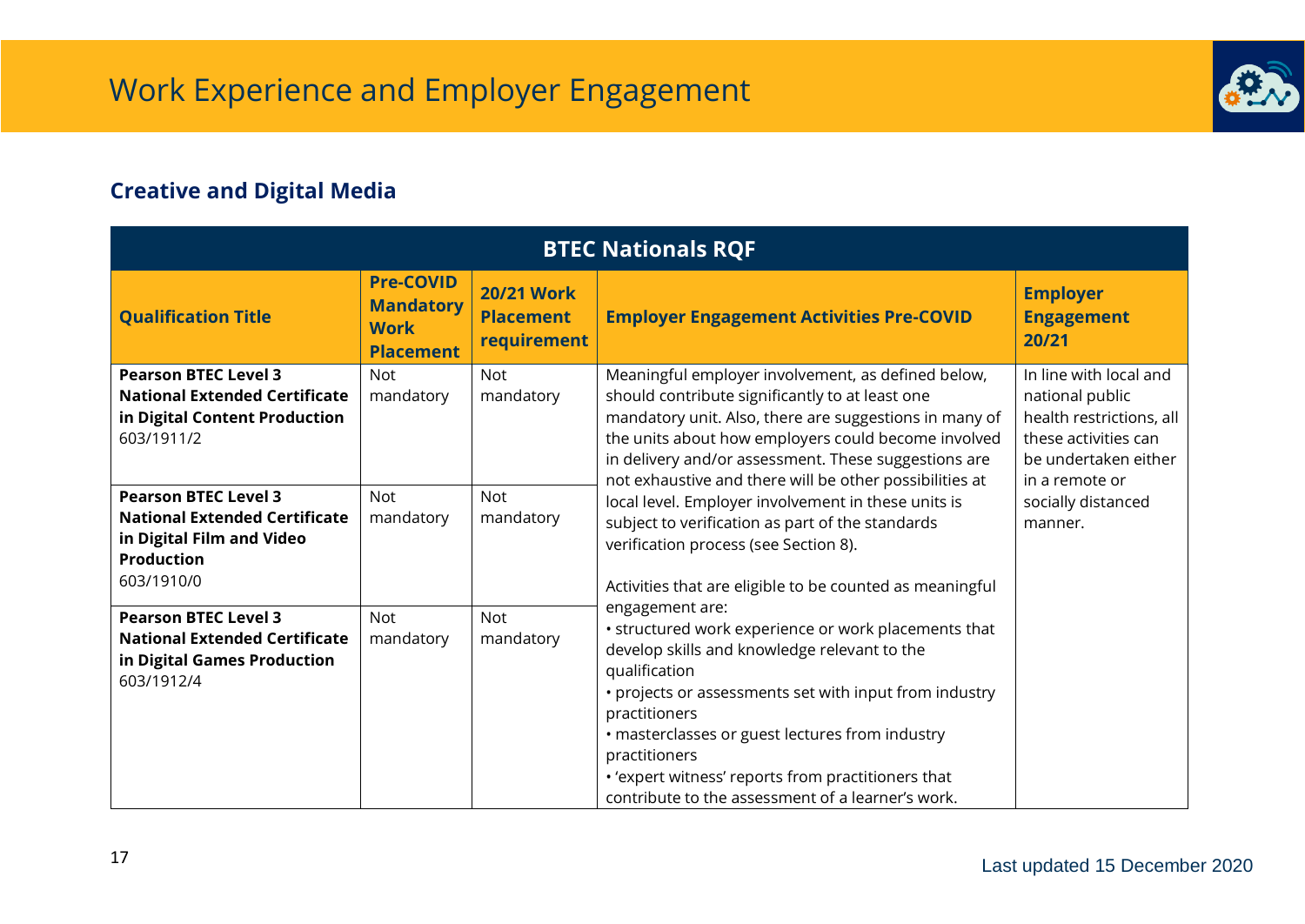# Work Experience and Employer Engagement

## Creative and Digital Media

| BTEC Nationals RQF | | | | |
|---|---|---|---|---|
| **Qualification Title** | **Pre-COVID Mandatory Work Placement** | **20/21 Work Placement requirement** | **Employer Engagement Activities Pre-COVID** | **Employer Engagement 20/21** |
| **Pearson BTEC Level 3 National Extended Certificate in Digital Content Production** 603/1911/2 | Not mandatory | Not mandatory | Meaningful employer involvement, as defined below, should contribute significantly to at least one mandatory unit. Also, there are suggestions in many of the units about how employers could become involved in delivery and/or assessment. These suggestions are not exhaustive and there will be other possibilities at local level. Employer involvement in these units is subject to verification as part of the standards verification process (see Section 8).<br><br>Activities that are eligible to be counted as meaningful engagement are:<br>• structured work experience or work placements that develop skills and knowledge relevant to the qualification<br>• projects or assessments set with input from industry practitioners<br>• masterclasses or guest lectures from industry practitioners<br>• 'expert witness' reports from practitioners that contribute to the assessment of a learner's work. | In line with local and national public health restrictions, all these activities can be undertaken either in a remote or socially distanced manner. |
| **Pearson BTEC Level 3 National Extended Certificate in Digital Film and Video Production** 603/1910/0 | Not mandatory | Not mandatory | | |
| **Pearson BTEC Level 3 National Extended Certificate in Digital Games Production** 603/1912/4 | Not mandatory | Not mandatory | | |

Last updated 15 December 2020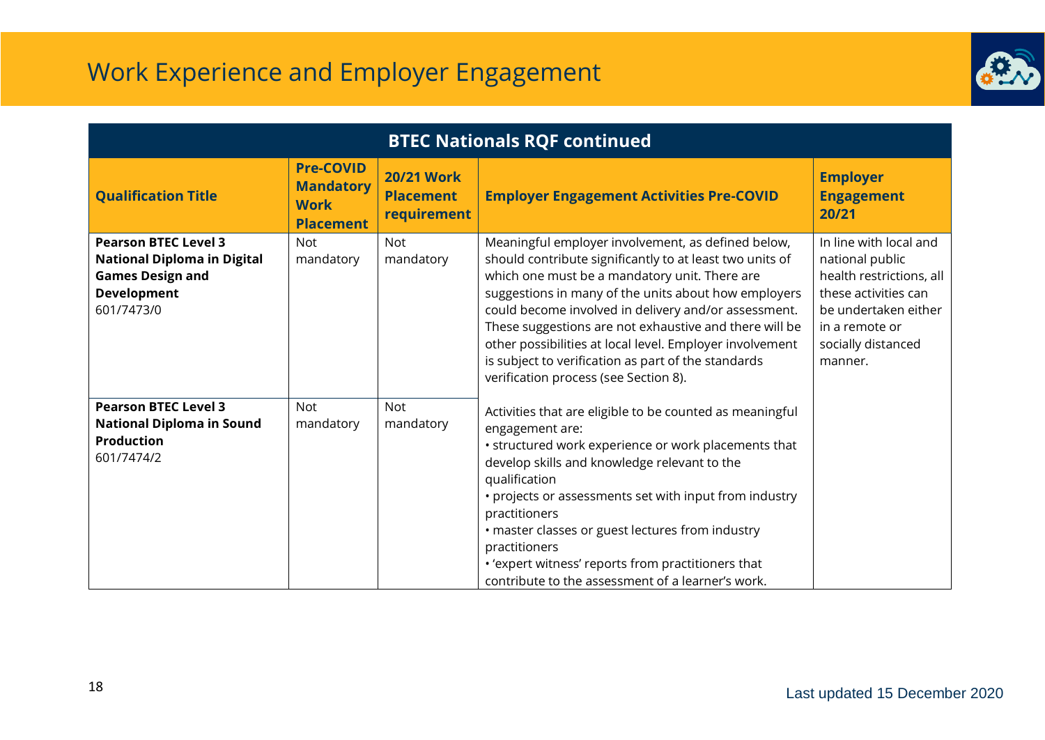# Work Experience and Employer Engagement

| BTEC Nationals RQF continued | | | | |
|---|---|---|---|---|
| **Qualification Title** | **Pre-COVID Mandatory Work Placement** | **20/21 Work Placement requirement** | **Employer Engagement Activities Pre-COVID** | **Employer Engagement 20/21** |
| **Pearson BTEC Level 3 National Diploma in Digital Games Design and Development** 601/7473/0 | Not mandatory | Not mandatory | Meaningful employer involvement, as defined below, should contribute significantly to at least two units of which one must be a mandatory unit. There are suggestions in many of the units about how employers could become involved in delivery and/or assessment. These suggestions are not exhaustive and there will be other possibilities at local level. Employer involvement is subject to verification as part of the standards verification process (see Section 8). | In line with local and national public health restrictions, all these activities can be undertaken either in a remote or socially distanced manner. |
| **Pearson BTEC Level 3 National Diploma in Sound Production** 601/7474/2 | Not mandatory | Not mandatory | Activities that are eligible to be counted as meaningful engagement are:<br>• structured work experience or work placements that develop skills and knowledge relevant to the qualification<br>• projects or assessments set with input from industry practitioners<br>• master classes or guest lectures from industry practitioners<br>• 'expert witness' reports from practitioners that contribute to the assessment of a learner's work. | |

Last updated 15 December 2020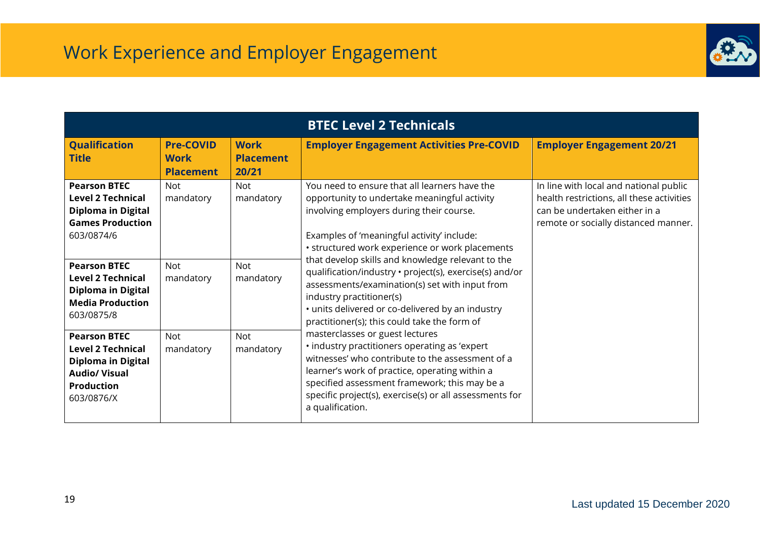# Work Experience and Employer Engagement

| BTEC Level 2 Technicals | | | | |
|---|---|---|---|---|
| **Qualification Title** | **Pre-COVID Work Placement** | **Work Placement 20/21** | **Employer Engagement Activities Pre-COVID** | **Employer Engagement 20/21** |
| **Pearson BTEC Level 2 Technical Diploma in Digital Games Production** 603/0874/6 | Not mandatory | Not mandatory | You need to ensure that all learners have the opportunity to undertake meaningful activity involving employers during their course.<br><br>Examples of 'meaningful activity' include:<br>• structured work experience or work placements that develop skills and knowledge relevant to the qualification/industry • project(s), exercise(s) and/or assessments/examination(s) set with input from industry practitioner(s)<br>• units delivered or co-delivered by an industry practitioner(s); this could take the form of masterclasses or guest lectures<br>• industry practitioners operating as 'expert witnesses' who contribute to the assessment of a learner's work of practice, operating within a specified assessment framework; this may be a specific project(s), exercise(s) or all assessments for a qualification. | In line with local and national public health restrictions, all these activities can be undertaken either in a remote or socially distanced manner. |
| **Pearson BTEC Level 2 Technical Diploma in Digital Media Production** 603/0875/8 | Not mandatory | Not mandatory | | |
| **Pearson BTEC Level 2 Technical Diploma in Digital Audio/ Visual Production** 603/0876/X | Not mandatory | Not mandatory | | |

Last updated 15 December 2020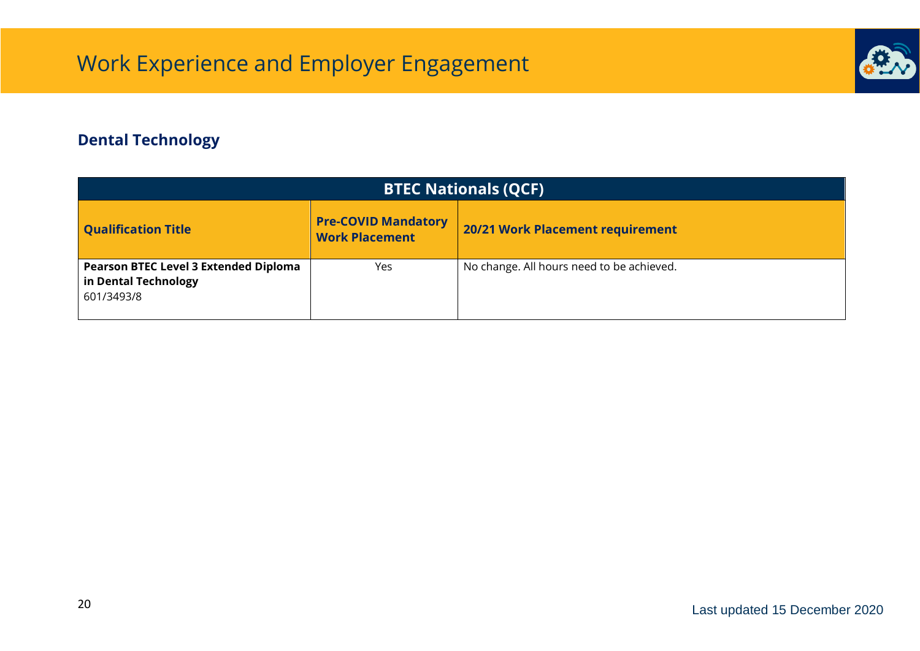## Dental Technology

| BTEC Nationals (QCF) | | |
|---|---|---|
| **Qualification Title** | **Pre-COVID Mandatory Work Placement** | **20/21 Work Placement requirement** |
| **Pearson BTEC Level 3 Extended Diploma in Dental Technology** 601/3493/8 | Yes | No change. All hours need to be achieved. |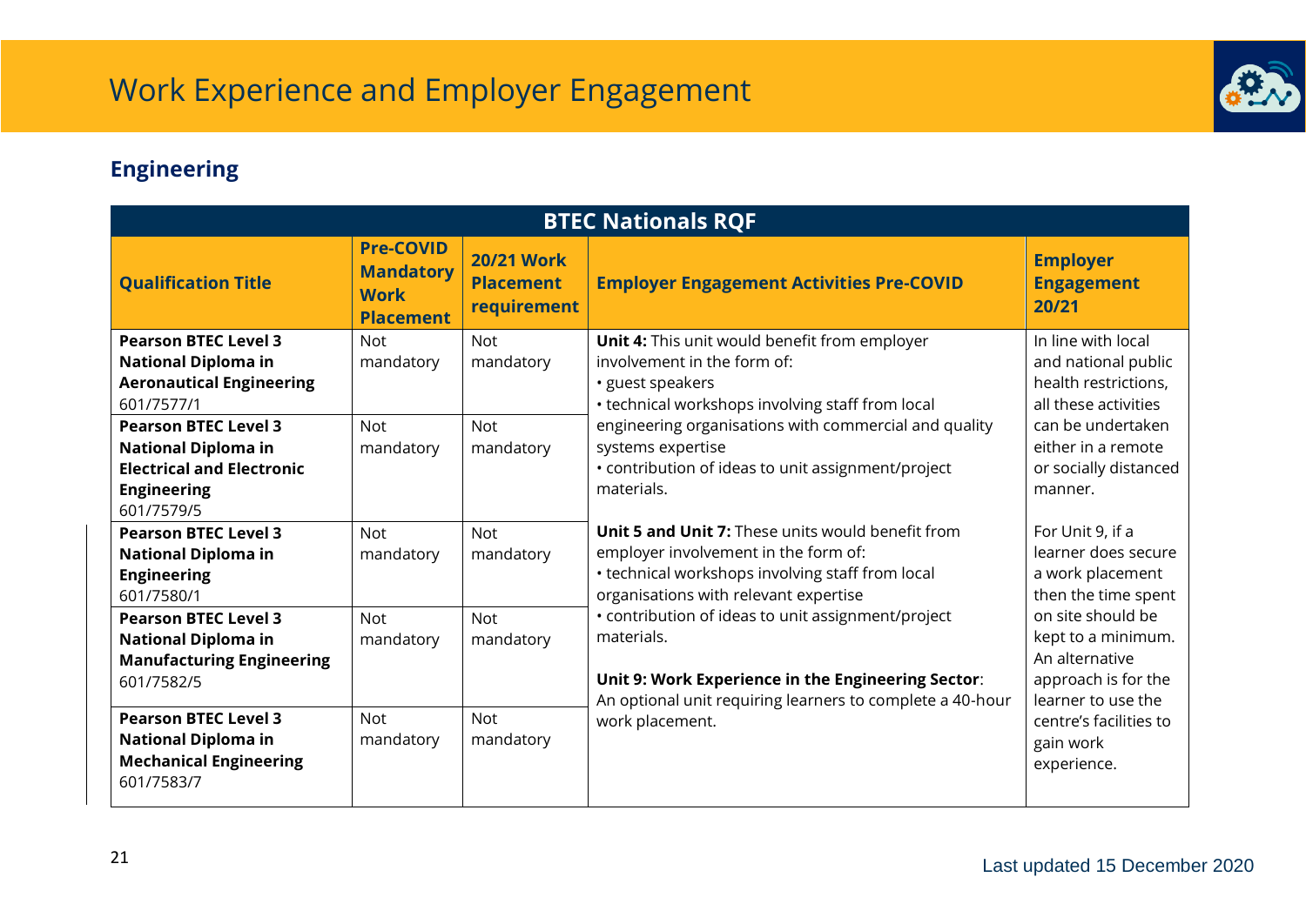# Work Experience and Employer Engagement

## Engineering

| BTEC Nationals RQF | | | | |
|---|---|---|---|---|
| **Qualification Title** | **Pre-COVID Mandatory Work Placement** | **20/21 Work Placement requirement** | **Employer Engagement Activities Pre-COVID** | **Employer Engagement 20/21** |
| **Pearson BTEC Level 3 National Diploma in Aeronautical Engineering** 601/7577/1 | Not mandatory | Not mandatory | **Unit 4:** This unit would benefit from employer involvement in the form of: • guest speakers • technical workshops involving staff from local engineering organisations with commercial and quality systems expertise • contribution of ideas to unit assignment/project materials. | In line with local and national public health restrictions, all these activities can be undertaken either in a remote or socially distanced manner. |
| **Pearson BTEC Level 3 National Diploma in Electrical and Electronic Engineering** 601/7579/5 | Not mandatory | Not mandatory | | |
| **Pearson BTEC Level 3 National Diploma in Engineering** 601/7580/1 | Not mandatory | Not mandatory | **Unit 5 and Unit 7:** These units would benefit from employer involvement in the form of: • technical workshops involving staff from local organisations with relevant expertise • contribution of ideas to unit assignment/project materials. **Unit 9: Work Experience in the Engineering Sector**: An optional unit requiring learners to complete a 40-hour work placement. | For Unit 9, if a learner does secure a work placement then the time spent on site should be kept to a minimum. An alternative approach is for the learner to use the centre's facilities to gain work experience. |
| **Pearson BTEC Level 3 National Diploma in Manufacturing Engineering** 601/7582/5 | Not mandatory | Not mandatory | | |
| **Pearson BTEC Level 3 National Diploma in Mechanical Engineering** 601/7583/7 | Not mandatory | Not mandatory | | |

Last updated 15 December 2020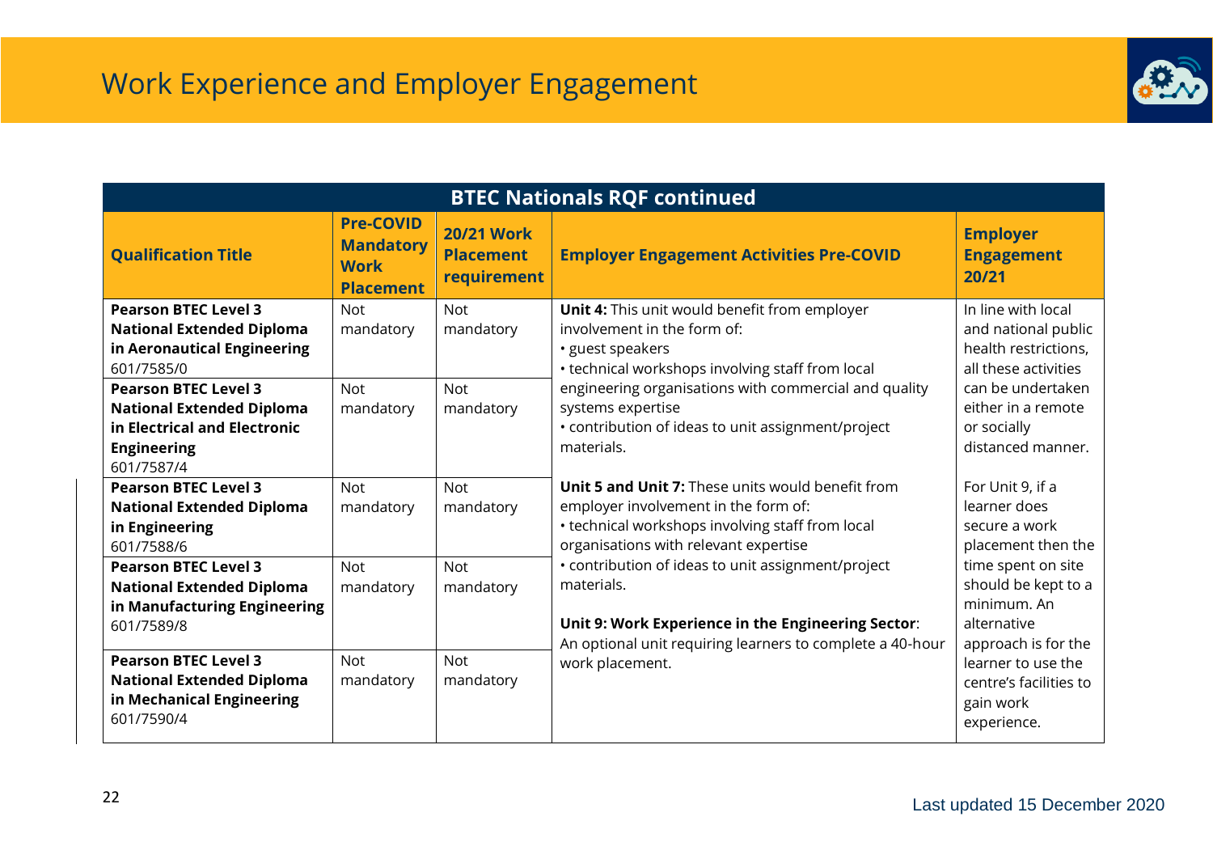# Work Experience and Employer Engagement

| BTEC Nationals RQF continued | | | | |
|---|---|---|---|---|
| **Qualification Title** | **Pre-COVID Mandatory Work Placement** | **20/21 Work Placement requirement** | **Employer Engagement Activities Pre-COVID** | **Employer Engagement 20/21** |
| **Pearson BTEC Level 3 National Extended Diploma in Aeronautical Engineering** 601/7585/0 | Not mandatory | Not mandatory | **Unit 4:** This unit would benefit from employer involvement in the form of: • guest speakers • technical workshops involving staff from local engineering organisations with commercial and quality systems expertise • contribution of ideas to unit assignment/project materials. **Unit 5 and Unit 7:** These units would benefit from employer involvement in the form of: • technical workshops involving staff from local organisations with relevant expertise • contribution of ideas to unit assignment/project materials. **Unit 9: Work Experience in the Engineering Sector**: An optional unit requiring learners to complete a 40-hour work placement. | In line with local and national public health restrictions, all these activities can be undertaken either in a remote or socially distanced manner. For Unit 9, if a learner does secure a work placement then the time spent on site should be kept to a minimum. An alternative approach is for the learner to use the centre's facilities to gain work experience. |
| **Pearson BTEC Level 3 National Extended Diploma in Electrical and Electronic Engineering** 601/7587/4 | Not mandatory | Not mandatory | | |
| **Pearson BTEC Level 3 National Extended Diploma in Engineering** 601/7588/6 | Not mandatory | Not mandatory | | |
| **Pearson BTEC Level 3 National Extended Diploma in Manufacturing Engineering** 601/7589/8 | Not mandatory | Not mandatory | | |
| **Pearson BTEC Level 3 National Extended Diploma in Mechanical Engineering** 601/7590/4 | Not mandatory | Not mandatory | | |

Last updated 15 December 2020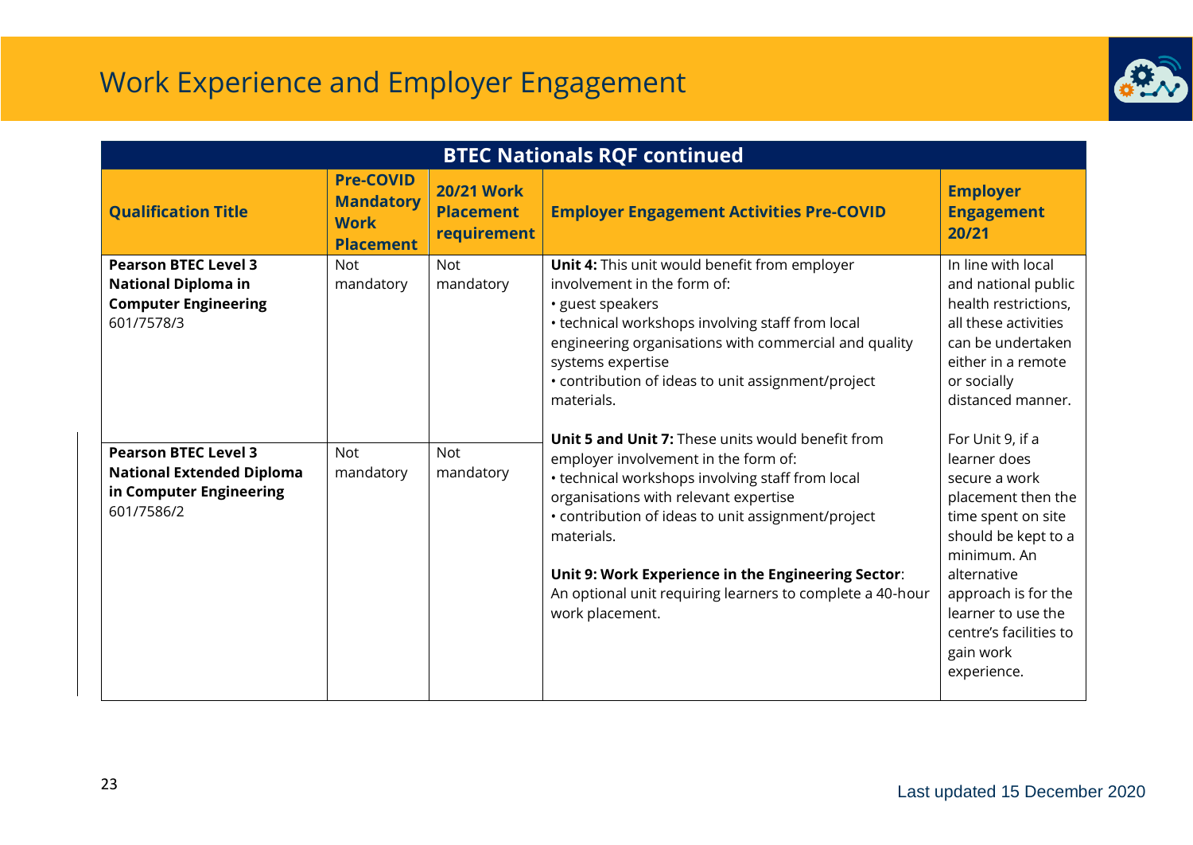# Work Experience and Employer Engagement

| BTEC Nationals RQF continued | | | | |
|---|---|---|---|---|
| **Qualification Title** | **Pre-COVID Mandatory Work Placement** | **20/21 Work Placement requirement** | **Employer Engagement Activities Pre-COVID** | **Employer Engagement 20/21** |
| **Pearson BTEC Level 3 National Diploma in Computer Engineering** 601/7578/3 | Not mandatory | Not mandatory | **Unit 4:** This unit would benefit from employer involvement in the form of:<br>• guest speakers<br>• technical workshops involving staff from local engineering organisations with commercial and quality systems expertise<br>• contribution of ideas to unit assignment/project materials.<br><br>**Unit 5 and Unit 7:** These units would benefit from employer involvement in the form of:<br>• technical workshops involving staff from local organisations with relevant expertise<br>• contribution of ideas to unit assignment/project materials.<br><br>**Unit 9: Work Experience in the Engineering Sector**: An optional unit requiring learners to complete a 40-hour work placement. | In line with local and national public health restrictions, all these activities can be undertaken either in a remote or socially distanced manner.<br><br>For Unit 9, if a learner does secure a work placement then the time spent on site should be kept to a minimum. An alternative approach is for the learner to use the centre's facilities to gain work experience. |
| **Pearson BTEC Level 3 National Extended Diploma in Computer Engineering** 601/7586/2 | Not mandatory | Not mandatory | | |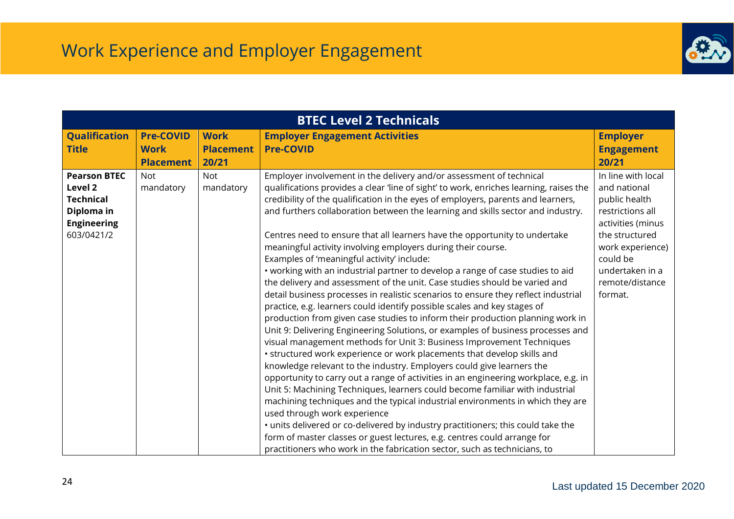# Work Experience and Employer Engagement

| BTEC Level 2 Technicals | | | | |
|---|---|---|---|---|
| **Qualification Title** | **Pre-COVID Work Placement** | **Work Placement 20/21** | **Employer Engagement Activities Pre-COVID** | **Employer Engagement 20/21** |
| **Pearson BTEC Level 2 Technical Diploma in Engineering** 603/0421/2 | Not mandatory | Not mandatory | Employer involvement in the delivery and/or assessment of technical qualifications provides a clear 'line of sight' to work, enriches learning, raises the credibility of the qualification in the eyes of employers, parents and learners, and furthers collaboration between the learning and skills sector and industry.<br><br>Centres need to ensure that all learners have the opportunity to undertake meaningful activity involving employers during their course.<br>Examples of 'meaningful activity' include:<br>• working with an industrial partner to develop a range of case studies to aid the delivery and assessment of the unit. Case studies should be varied and detail business processes in realistic scenarios to ensure they reflect industrial practice, e.g. learners could identify possible scales and key stages of production from given case studies to inform their production planning work in Unit 9: Delivering Engineering Solutions, or examples of business processes and visual management methods for Unit 3: Business Improvement Techniques<br>• structured work experience or work placements that develop skills and knowledge relevant to the industry. Employers could give learners the opportunity to carry out a range of activities in an engineering workplace, e.g. in Unit 5: Machining Techniques, learners could become familiar with industrial machining techniques and the typical industrial environments in which they are used through work experience<br>• units delivered or co-delivered by industry practitioners; this could take the form of master classes or guest lectures, e.g. centres could arrange for practitioners who work in the fabrication sector, such as technicians, to | In line with local and national public health restrictions all activities (minus the structured work experience) could be undertaken in a remote/distance format. |

Last updated 15 December 2020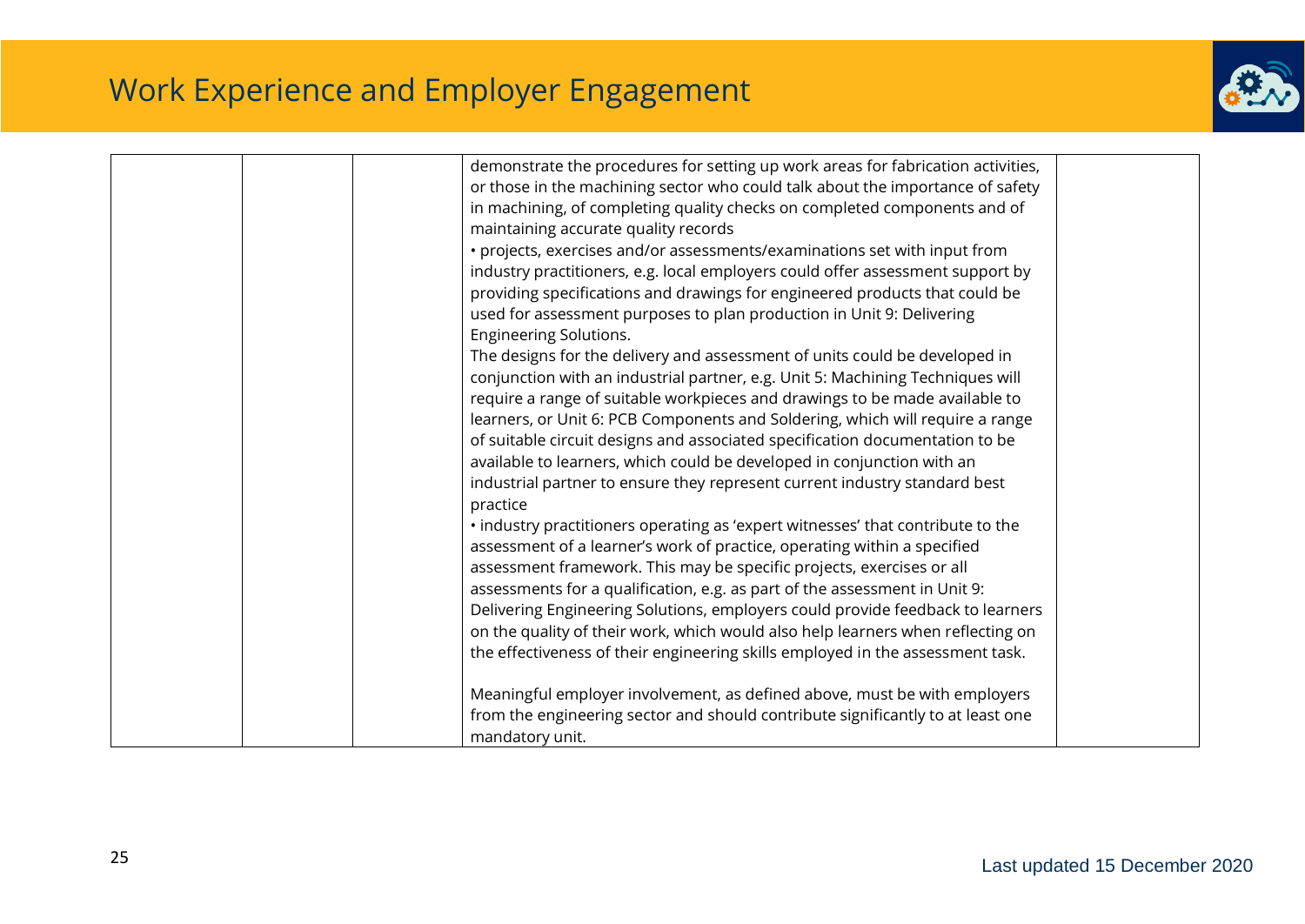# Work Experience and Employer Engagement

| | | | | |
|---|---|---|---|---|
| | | | demonstrate the procedures for setting up work areas for fabrication activities, or those in the machining sector who could talk about the importance of safety in machining, of completing quality checks on completed components and of maintaining accurate quality records<br>• projects, exercises and/or assessments/examinations set with input from industry practitioners, e.g. local employers could offer assessment support by providing specifications and drawings for engineered products that could be used for assessment purposes to plan production in Unit 9: Delivering Engineering Solutions.<br>The designs for the delivery and assessment of units could be developed in conjunction with an industrial partner, e.g. Unit 5: Machining Techniques will require a range of suitable workpieces and drawings to be made available to learners, or Unit 6: PCB Components and Soldering, which will require a range of suitable circuit designs and associated specification documentation to be available to learners, which could be developed in conjunction with an industrial partner to ensure they represent current industry standard best practice<br>• industry practitioners operating as 'expert witnesses' that contribute to the assessment of a learner's work of practice, operating within a specified assessment framework. This may be specific projects, exercises or all assessments for a qualification, e.g. as part of the assessment in Unit 9: Delivering Engineering Solutions, employers could provide feedback to learners on the quality of their work, which would also help learners when reflecting on the effectiveness of their engineering skills employed in the assessment task.<br><br>Meaningful employer involvement, as defined above, must be with employers from the engineering sector and should contribute significantly to at least one mandatory unit. | |

Last updated 15 December 2020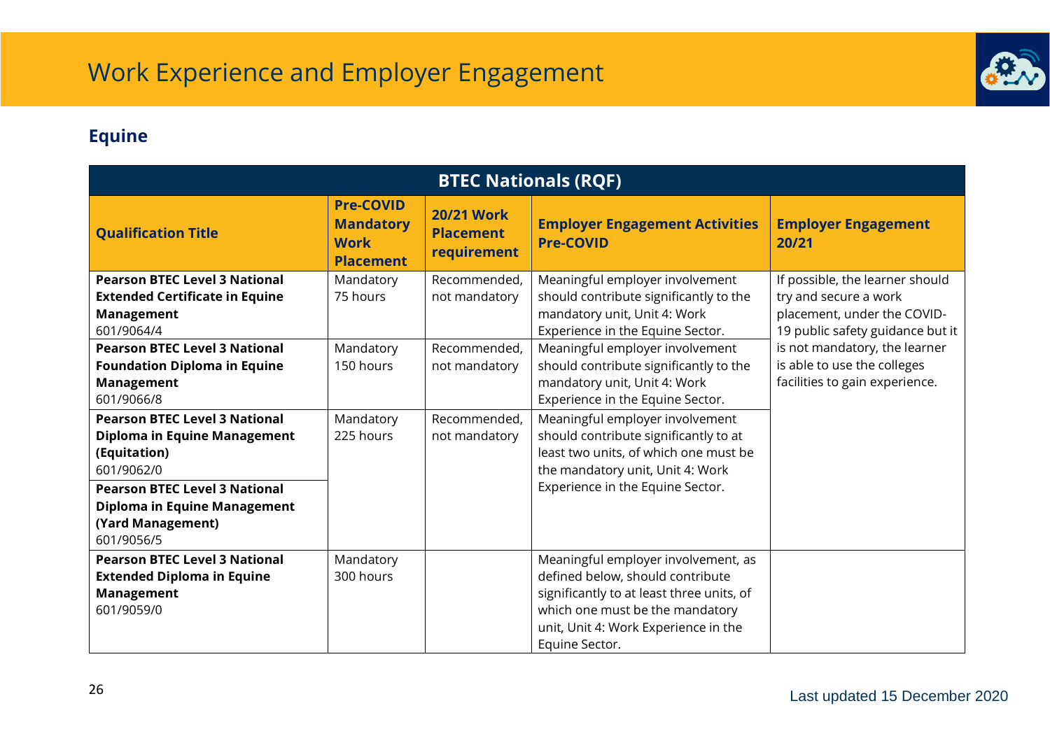# Work Experience and Employer Engagement

## Equine

| BTEC Nationals (RQF) | | | | |
|---|---|---|---|---|
| **Qualification Title** | **Pre-COVID Mandatory Work Placement** | **20/21 Work Placement requirement** | **Employer Engagement Activities Pre-COVID** | **Employer Engagement 20/21** |
| **Pearson BTEC Level 3 National Extended Certificate in Equine Management** 601/9064/4 | Mandatory 75 hours | Recommended, not mandatory | Meaningful employer involvement should contribute significantly to the mandatory unit, Unit 4: Work Experience in the Equine Sector. | If possible, the learner should try and secure a work placement, under the COVID-19 public safety guidance but it is not mandatory, the learner is able to use the colleges facilities to gain experience. |
| **Pearson BTEC Level 3 National Foundation Diploma in Equine Management** 601/9066/8 | Mandatory 150 hours | Recommended, not mandatory | Meaningful employer involvement should contribute significantly to the mandatory unit, Unit 4: Work Experience in the Equine Sector. | |
| **Pearson BTEC Level 3 National Diploma in Equine Management (Equitation)** 601/9062/0 | Mandatory 225 hours | Recommended, not mandatory | Meaningful employer involvement should contribute significantly to at least two units, of which one must be the mandatory unit, Unit 4: Work Experience in the Equine Sector. | |
| **Pearson BTEC Level 3 National Diploma in Equine Management (Yard Management)** 601/9056/5 | | | | |
| **Pearson BTEC Level 3 National Extended Diploma in Equine Management** 601/9059/0 | Mandatory 300 hours | | Meaningful employer involvement, as defined below, should contribute significantly to at least three units, of which one must be the mandatory unit, Unit 4: Work Experience in the Equine Sector. | |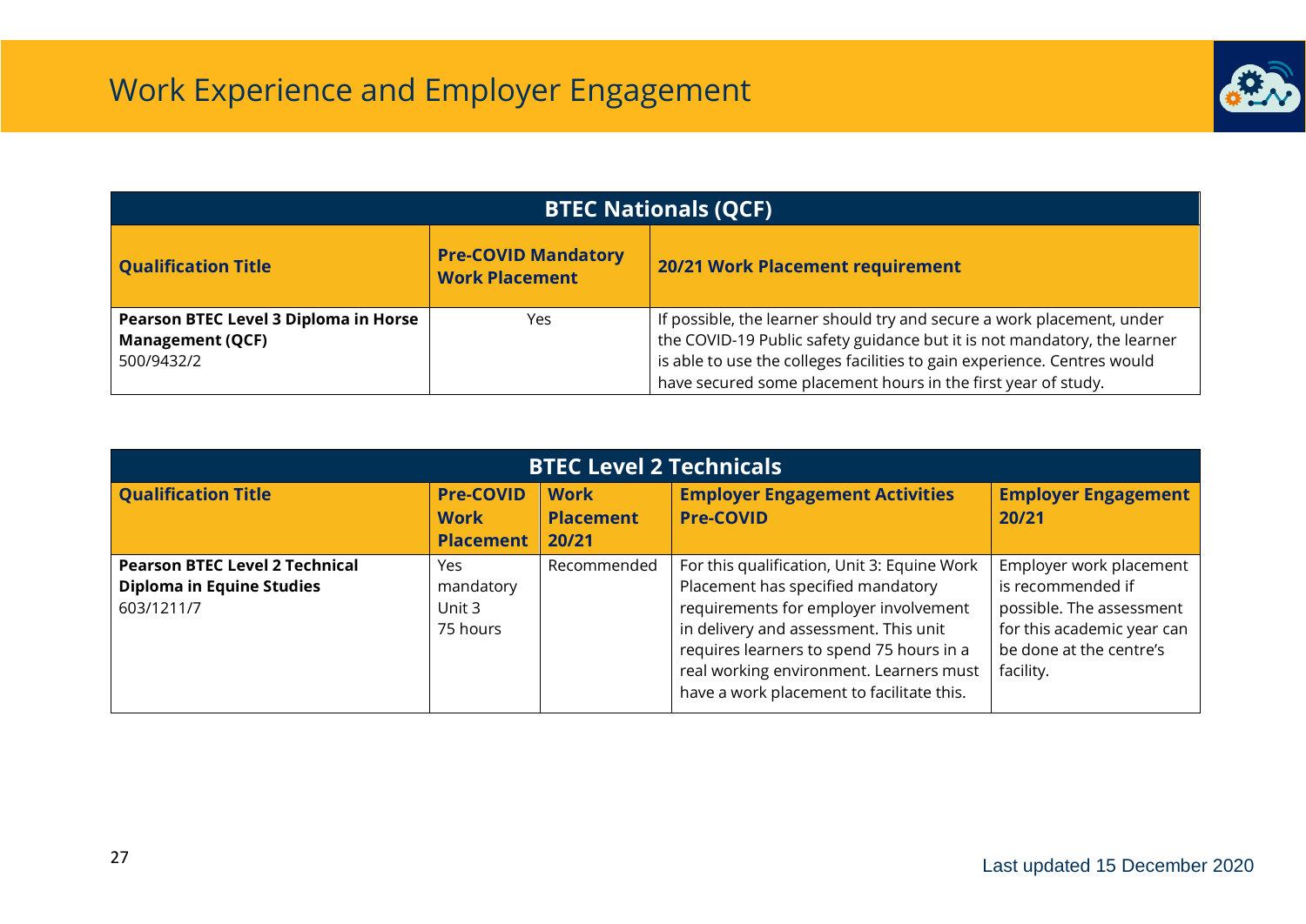# Work Experience and Employer Engagement

| BTEC Nationals (QCF) | | |
|---|---|---|
| **Qualification Title** | **Pre-COVID Mandatory Work Placement** | **20/21 Work Placement requirement** |
| **Pearson BTEC Level 3 Diploma in Horse Management (QCF)** 500/9432/2 | Yes | If possible, the learner should try and secure a work placement, under the COVID-19 Public safety guidance but it is not mandatory, the learner is able to use the colleges facilities to gain experience. Centres would have secured some placement hours in the first year of study. |

| BTEC Level 2 Technicals | | | | |
|---|---|---|---|---|
| **Qualification Title** | **Pre-COVID Work Placement** | **Work Placement 20/21** | **Employer Engagement Activities Pre-COVID** | **Employer Engagement 20/21** |
| **Pearson BTEC Level 2 Technical Diploma in Equine Studies** 603/1211/7 | Yes mandatory Unit 3 75 hours | Recommended | For this qualification, Unit 3: Equine Work Placement has specified mandatory requirements for employer involvement in delivery and assessment. This unit requires learners to spend 75 hours in a real working environment. Learners must have a work placement to facilitate this. | Employer work placement is recommended if possible. The assessment for this academic year can be done at the centre's facility. |

Last updated 15 December 2020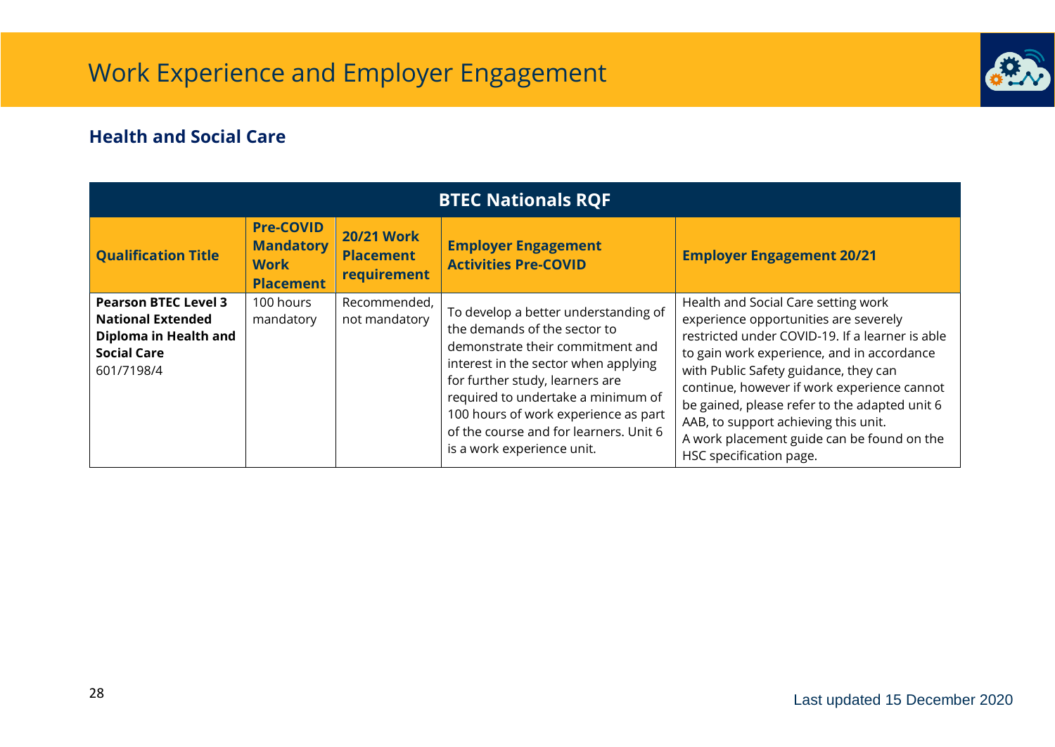# Work Experience and Employer Engagement

## Health and Social Care

| BTEC Nationals RQF | | | | |
|---|---|---|---|---|
| **Qualification Title** | **Pre-COVID Mandatory Work Placement** | **20/21 Work Placement requirement** | **Employer Engagement Activities Pre-COVID** | **Employer Engagement 20/21** |
| **Pearson BTEC Level 3 National Extended Diploma in Health and Social Care** 601/7198/4 | 100 hours mandatory | Recommended, not mandatory | To develop a better understanding of the demands of the sector to demonstrate their commitment and interest in the sector when applying for further study, learners are required to undertake a minimum of 100 hours of work experience as part of the course and for learners. Unit 6 is a work experience unit. | Health and Social Care setting work experience opportunities are severely restricted under COVID-19. If a learner is able to gain work experience, and in accordance with Public Safety guidance, they can continue, however if work experience cannot be gained, please refer to the adapted unit 6 AAB, to support achieving this unit. A work placement guide can be found on the HSC specification page. |

Last updated 15 December 2020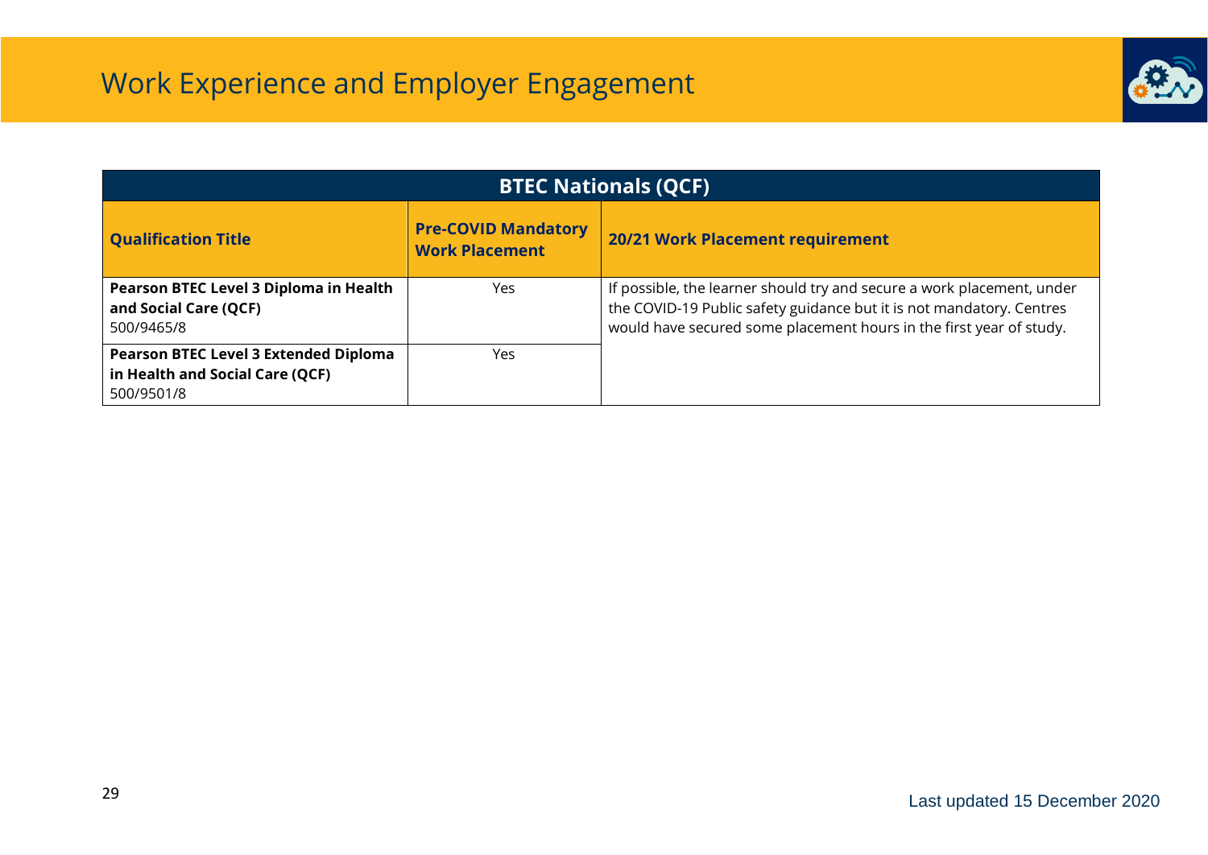# Work Experience and Employer Engagement

| BTEC Nationals (QCF) | | |
|---|---|---|
| **Qualification Title** | **Pre-COVID Mandatory Work Placement** | **20/21 Work Placement requirement** |
| **Pearson BTEC Level 3 Diploma in Health and Social Care (QCF)** 500/9465/8 | Yes | If possible, the learner should try and secure a work placement, under the COVID-19 Public safety guidance but it is not mandatory. Centres would have secured some placement hours in the first year of study. |
| **Pearson BTEC Level 3 Extended Diploma in Health and Social Care (QCF)** 500/9501/8 | Yes | |

Last updated 15 December 2020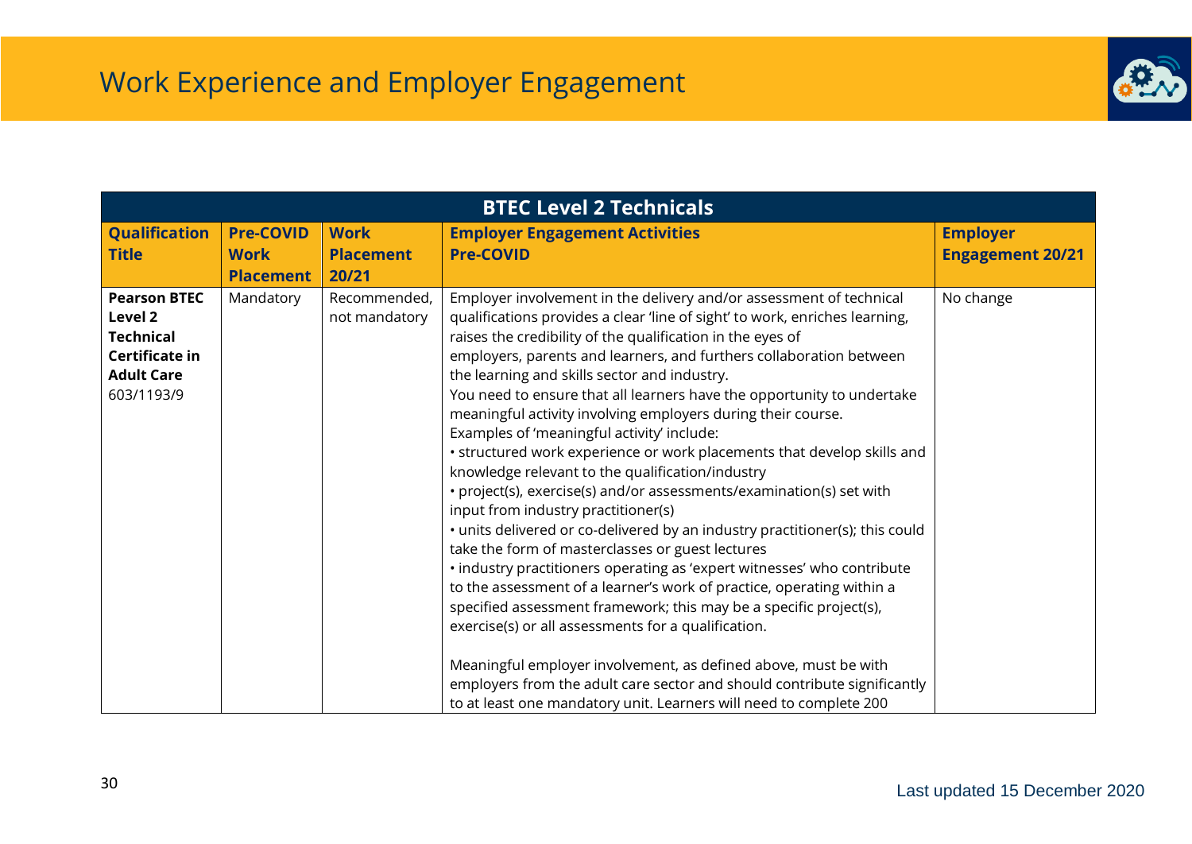# Work Experience and Employer Engagement

| BTEC Level 2 Technicals | | | | |
|---|---|---|---|---|
| **Qualification Title** | **Pre-COVID Work Placement** | **Work Placement 20/21** | **Employer Engagement Activities Pre-COVID** | **Employer Engagement 20/21** |
| **Pearson BTEC Level 2 Technical Certificate in Adult Care** 603/1193/9 | Mandatory | Recommended, not mandatory | Employer involvement in the delivery and/or assessment of technical qualifications provides a clear 'line of sight' to work, enriches learning, raises the credibility of the qualification in the eyes of employers, parents and learners, and furthers collaboration between the learning and skills sector and industry.<br>You need to ensure that all learners have the opportunity to undertake meaningful activity involving employers during their course.<br>Examples of 'meaningful activity' include:<br>• structured work experience or work placements that develop skills and knowledge relevant to the qualification/industry<br>• project(s), exercise(s) and/or assessments/examination(s) set with input from industry practitioner(s)<br>• units delivered or co-delivered by an industry practitioner(s); this could take the form of masterclasses or guest lectures<br>• industry practitioners operating as 'expert witnesses' who contribute to the assessment of a learner's work of practice, operating within a specified assessment framework; this may be a specific project(s), exercise(s) or all assessments for a qualification.<br><br>Meaningful employer involvement, as defined above, must be with employers from the adult care sector and should contribute significantly to at least one mandatory unit. Learners will need to complete 200 | No change |

Last updated 15 December 2020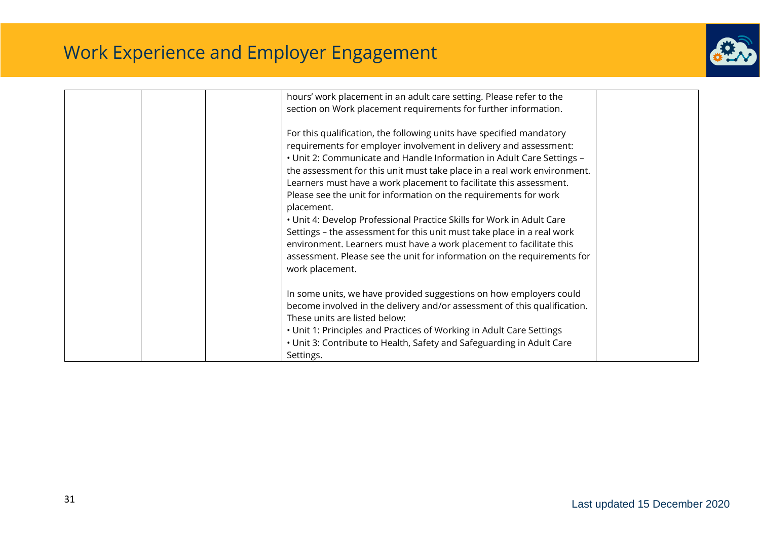# Work Experience and Employer Engagement

| | | | | |
|---|---|---|---|---|
| | | | hours' work placement in an adult care setting. Please refer to the section on Work placement requirements for further information.<br><br>For this qualification, the following units have specified mandatory requirements for employer involvement in delivery and assessment:<br>• Unit 2: Communicate and Handle Information in Adult Care Settings – the assessment for this unit must take place in a real work environment. Learners must have a work placement to facilitate this assessment. Please see the unit for information on the requirements for work placement.<br>• Unit 4: Develop Professional Practice Skills for Work in Adult Care Settings – the assessment for this unit must take place in a real work environment. Learners must have a work placement to facilitate this assessment. Please see the unit for information on the requirements for work placement.<br><br>In some units, we have provided suggestions on how employers could become involved in the delivery and/or assessment of this qualification. These units are listed below:<br>• Unit 1: Principles and Practices of Working in Adult Care Settings<br>• Unit 3: Contribute to Health, Safety and Safeguarding in Adult Care Settings. | |

Last updated 15 December 2020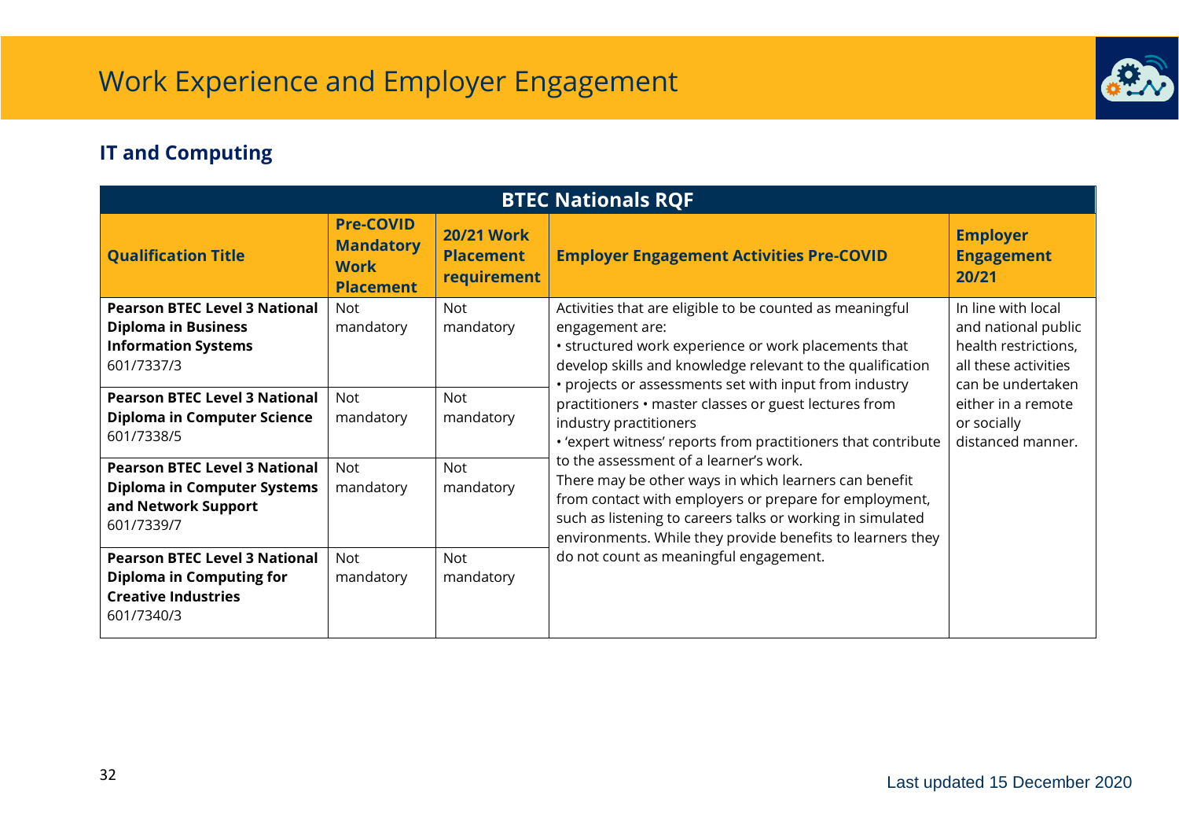# Work Experience and Employer Engagement

## IT and Computing

| BTEC Nationals RQF | | | | |
|---|---|---|---|---|
| **Qualification Title** | **Pre-COVID Mandatory Work Placement** | **20/21 Work Placement requirement** | **Employer Engagement Activities Pre-COVID** | **Employer Engagement 20/21** |
| **Pearson BTEC Level 3 National Diploma in Business Information Systems** 601/7337/3 | Not mandatory | Not mandatory | Activities that are eligible to be counted as meaningful engagement are: • structured work experience or work placements that develop skills and knowledge relevant to the qualification • projects or assessments set with input from industry practitioners • master classes or guest lectures from industry practitioners • 'expert witness' reports from practitioners that contribute to the assessment of a learner's work. There may be other ways in which learners can benefit from contact with employers or prepare for employment, such as listening to careers talks or working in simulated environments. While they provide benefits to learners they do not count as meaningful engagement. | In line with local and national public health restrictions, all these activities can be undertaken either in a remote or socially distanced manner. |
| **Pearson BTEC Level 3 National Diploma in Computer Science** 601/7338/5 | Not mandatory | Not mandatory | | |
| **Pearson BTEC Level 3 National Diploma in Computer Systems and Network Support** 601/7339/7 | Not mandatory | Not mandatory | | |
| **Pearson BTEC Level 3 National Diploma in Computing for Creative Industries** 601/7340/3 | Not mandatory | Not mandatory | | |

Last updated 15 December 2020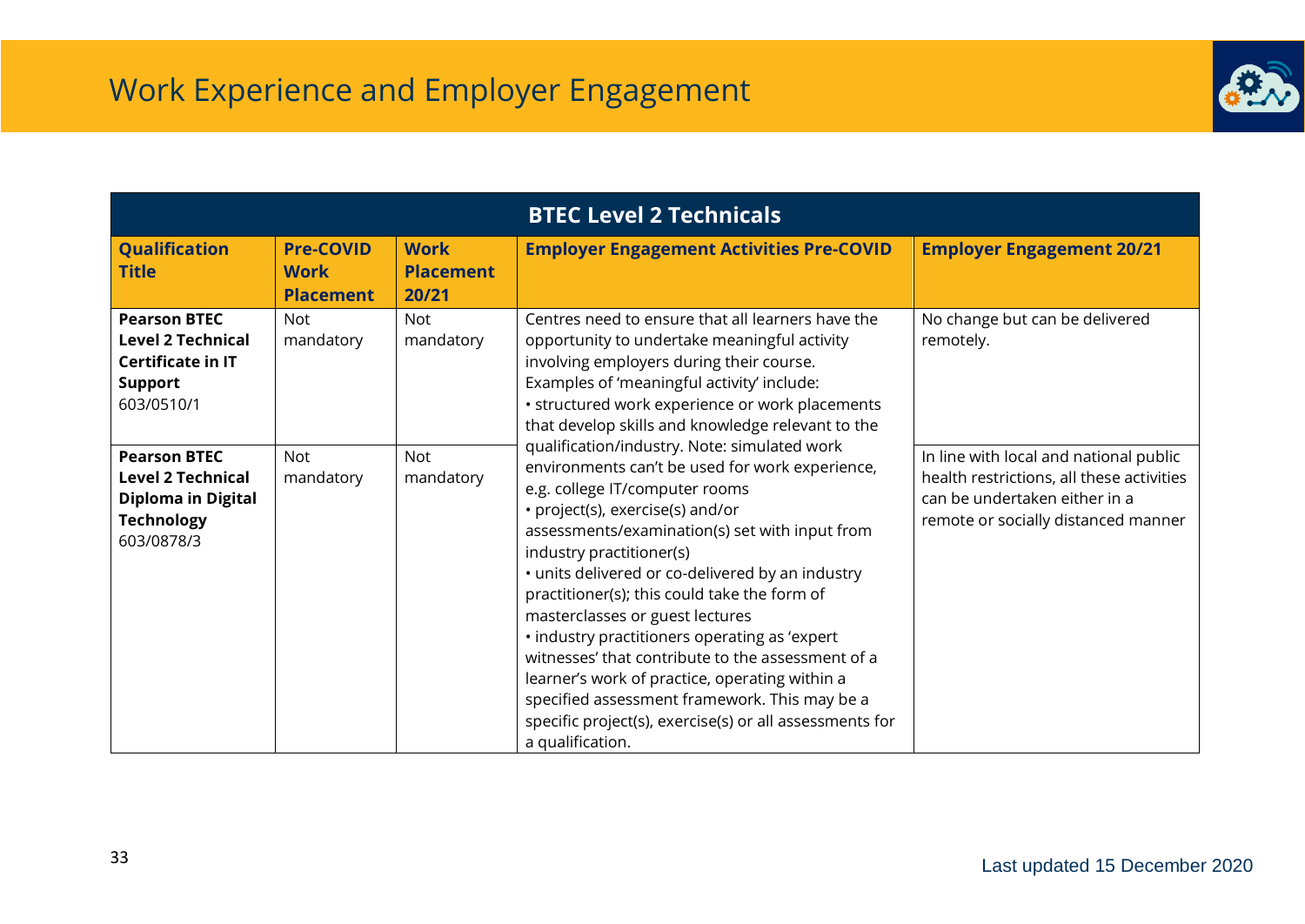# Work Experience and Employer Engagement

| BTEC Level 2 Technicals | | | | |
|---|---|---|---|---|
| **Qualification Title** | **Pre-COVID Work Placement** | **Work Placement 20/21** | **Employer Engagement Activities Pre-COVID** | **Employer Engagement 20/21** |
| **Pearson BTEC Level 2 Technical Certificate in IT Support** 603/0510/1 | Not mandatory | Not mandatory | Centres need to ensure that all learners have the opportunity to undertake meaningful activity involving employers during their course. Examples of 'meaningful activity' include: • structured work experience or work placements that develop skills and knowledge relevant to the qualification/industry. Note: simulated work environments can't be used for work experience, e.g. college IT/computer rooms • project(s), exercise(s) and/or assessments/examination(s) set with input from industry practitioner(s) • units delivered or co-delivered by an industry practitioner(s); this could take the form of masterclasses or guest lectures • industry practitioners operating as 'expert witnesses' that contribute to the assessment of a learner's work of practice, operating within a specified assessment framework. This may be a specific project(s), exercise(s) or all assessments for a qualification. | No change but can be delivered remotely. |
| **Pearson BTEC Level 2 Technical Diploma in Digital Technology** 603/0878/3 | Not mandatory | Not mandatory | | In line with local and national public health restrictions, all these activities can be undertaken either in a remote or socially distanced manner |

Last updated 15 December 2020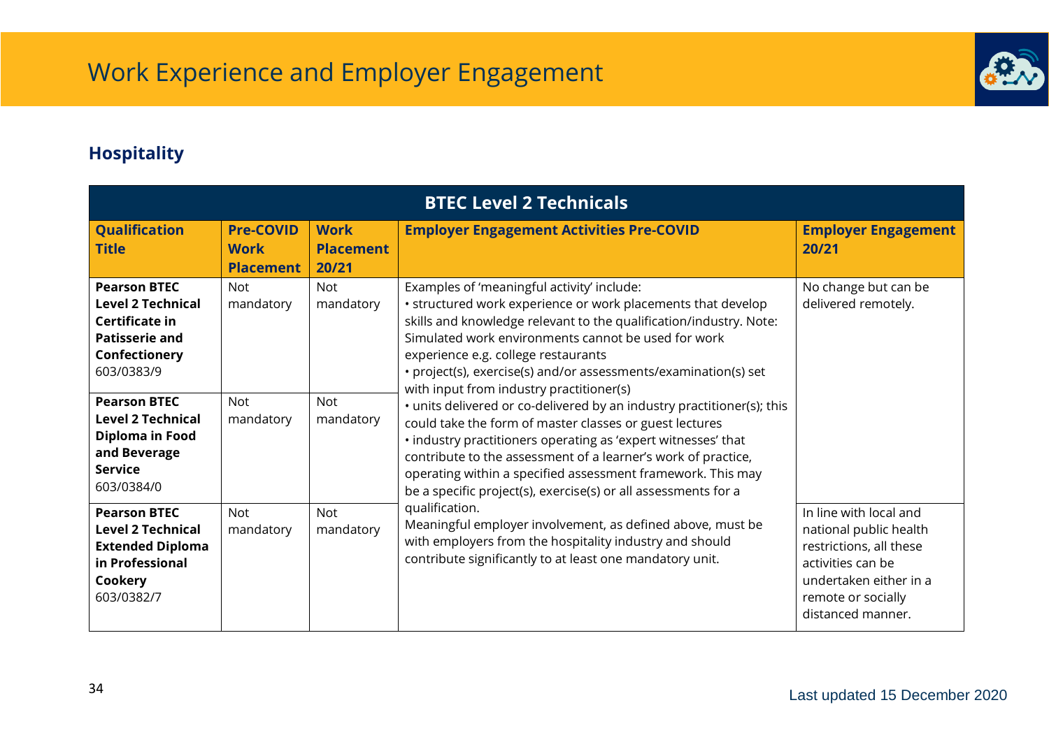# Work Experience and Employer Engagement

## Hospitality

| BTEC Level 2 Technicals | | | | |
|---|---|---|---|---|
| **Qualification Title** | **Pre-COVID Work Placement** | **Work Placement 20/21** | **Employer Engagement Activities Pre-COVID** | **Employer Engagement 20/21** |
| **Pearson BTEC Level 2 Technical Certificate in Patisserie and Confectionery** 603/0383/9 | Not mandatory | Not mandatory | Examples of 'meaningful activity' include:<br>• structured work experience or work placements that develop skills and knowledge relevant to the qualification/industry. Note: Simulated work environments cannot be used for work experience e.g. college restaurants<br>• project(s), exercise(s) and/or assessments/examination(s) set with input from industry practitioner(s)<br>• units delivered or co-delivered by an industry practitioner(s); this could take the form of master classes or guest lectures<br>• industry practitioners operating as 'expert witnesses' that contribute to the assessment of a learner's work of practice, operating within a specified assessment framework. This may be a specific project(s), exercise(s) or all assessments for a qualification.<br>Meaningful employer involvement, as defined above, must be with employers from the hospitality industry and should contribute significantly to at least one mandatory unit. | No change but can be delivered remotely. |
| **Pearson BTEC Level 2 Technical Diploma in Food and Beverage Service** 603/0384/0 | Not mandatory | Not mandatory | | |
| **Pearson BTEC Level 2 Technical Extended Diploma in Professional Cookery** 603/0382/7 | Not mandatory | Not mandatory | | In line with local and national public health restrictions, all these activities can be undertaken either in a remote or socially distanced manner. |

Last updated 15 December 2020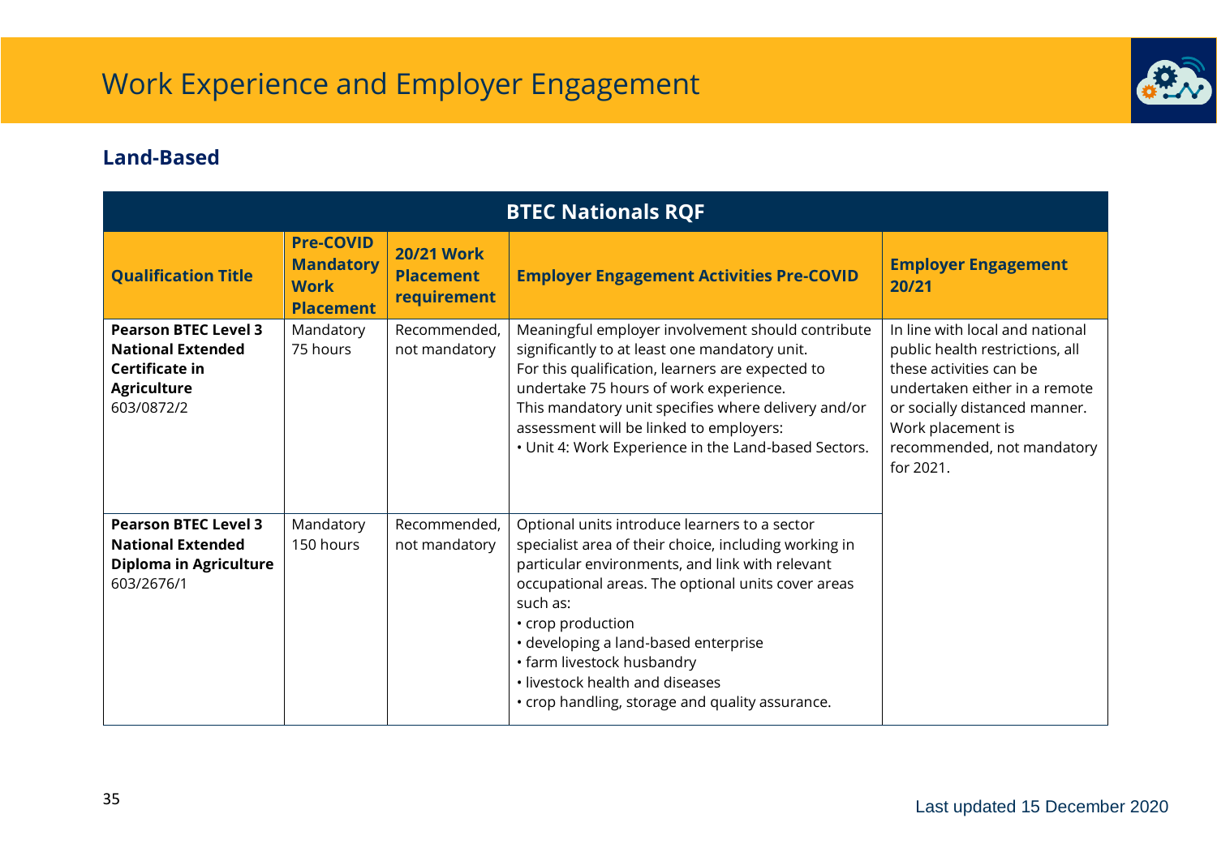# Work Experience and Employer Engagement

## Land-Based

| BTEC Nationals RQF | | | | |
|---|---|---|---|---|
| **Qualification Title** | **Pre-COVID Mandatory Work Placement** | **20/21 Work Placement requirement** | **Employer Engagement Activities Pre-COVID** | **Employer Engagement 20/21** |
| **Pearson BTEC Level 3 National Extended Certificate in Agriculture** 603/0872/2 | Mandatory 75 hours | Recommended, not mandatory | Meaningful employer involvement should contribute significantly to at least one mandatory unit. For this qualification, learners are expected to undertake 75 hours of work experience. This mandatory unit specifies where delivery and/or assessment will be linked to employers: • Unit 4: Work Experience in the Land-based Sectors. | In line with local and national public health restrictions, all these activities can be undertaken either in a remote or socially distanced manner. Work placement is recommended, not mandatory for 2021. |
| **Pearson BTEC Level 3 National Extended Diploma in Agriculture** 603/2676/1 | Mandatory 150 hours | Recommended, not mandatory | Optional units introduce learners to a sector specialist area of their choice, including working in particular environments, and link with relevant occupational areas. The optional units cover areas such as: • crop production • developing a land-based enterprise • farm livestock husbandry • livestock health and diseases • crop handling, storage and quality assurance. | |

Last updated 15 December 2020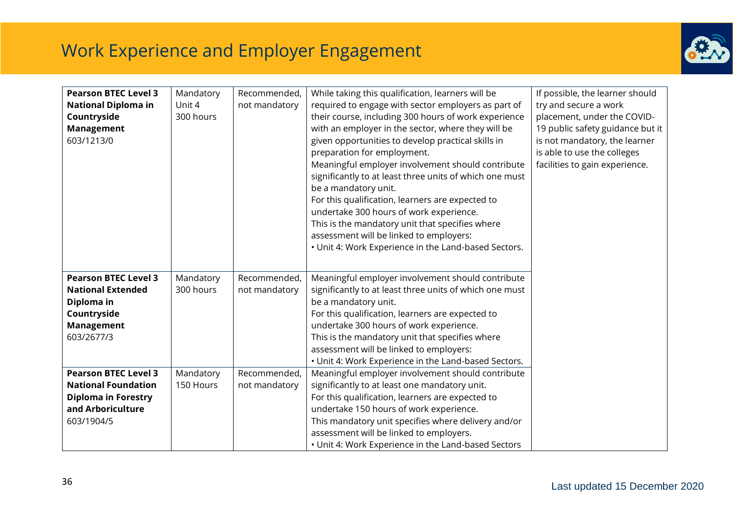# Work Experience and Employer Engagement

| | | | | |
|---|---|---|---|---|
| **Pearson BTEC Level 3 National Diploma in Countryside Management** 603/1213/0 | Mandatory Unit 4 300 hours | Recommended, not mandatory | While taking this qualification, learners will be required to engage with sector employers as part of their course, including 300 hours of work experience with an employer in the sector, where they will be given opportunities to develop practical skills in preparation for employment.<br>Meaningful employer involvement should contribute significantly to at least three units of which one must be a mandatory unit.<br>For this qualification, learners are expected to undertake 300 hours of work experience.<br>This is the mandatory unit that specifies where assessment will be linked to employers:<br>• Unit 4: Work Experience in the Land-based Sectors. | If possible, the learner should try and secure a work placement, under the COVID-19 public safety guidance but it is not mandatory, the learner is able to use the colleges facilities to gain experience. |
| **Pearson BTEC Level 3 National Extended Diploma in Countryside Management** 603/2677/3 | Mandatory 300 hours | Recommended, not mandatory | Meaningful employer involvement should contribute significantly to at least three units of which one must be a mandatory unit.<br>For this qualification, learners are expected to undertake 300 hours of work experience.<br>This is the mandatory unit that specifies where assessment will be linked to employers:<br>• Unit 4: Work Experience in the Land-based Sectors. | |
| **Pearson BTEC Level 3 National Foundation Diploma in Forestry and Arboriculture** 603/1904/5 | Mandatory 150 Hours | Recommended, not mandatory | Meaningful employer involvement should contribute significantly to at least one mandatory unit.<br>For this qualification, learners are expected to undertake 150 hours of work experience.<br>This mandatory unit specifies where delivery and/or assessment will be linked to employers.<br>• Unit 4: Work Experience in the Land-based Sectors | |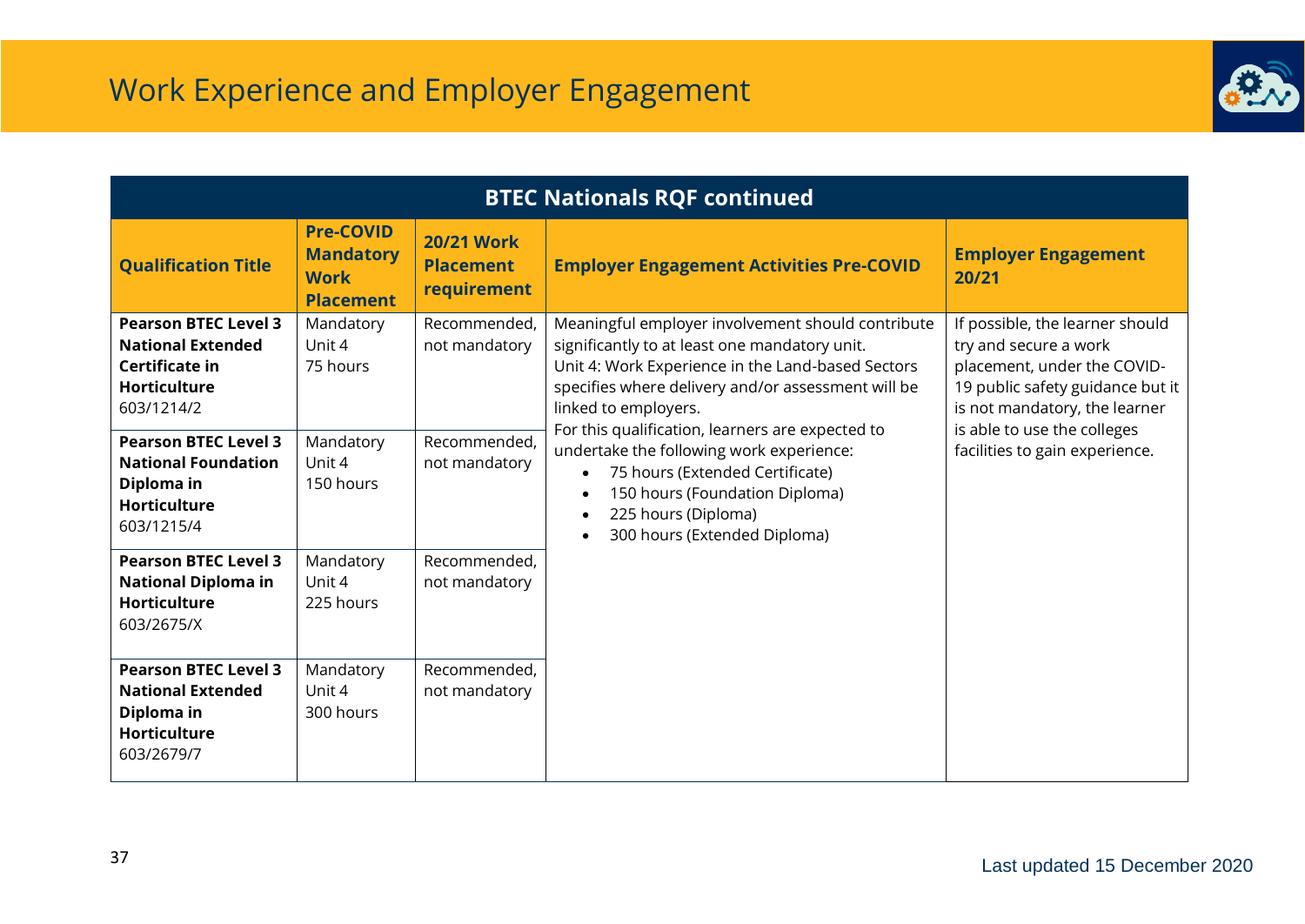## Work Experience and Employer Engagement

| BTEC Nationals RQF continued | | | | |
|---|---|---|---|---|
| **Qualification Title** | **Pre-COVID Mandatory Work Placement** | **20/21 Work Placement requirement** | **Employer Engagement Activities Pre-COVID** | **Employer Engagement 20/21** |
| **Pearson BTEC Level 3 National Extended Certificate in Horticulture** 603/1214/2 | Mandatory Unit 4 75 hours | Recommended, not mandatory | Meaningful employer involvement should contribute significantly to at least one mandatory unit. Unit 4: Work Experience in the Land-based Sectors specifies where delivery and/or assessment will be linked to employers. For this qualification, learners are expected to undertake the following work experience: <br>• 75 hours (Extended Certificate) <br>• 150 hours (Foundation Diploma) <br>• 225 hours (Diploma) <br>• 300 hours (Extended Diploma) | If possible, the learner should try and secure a work placement, under the COVID-19 public safety guidance but it is not mandatory, the learner is able to use the colleges facilities to gain experience. |
| **Pearson BTEC Level 3 National Foundation Diploma in Horticulture** 603/1215/4 | Mandatory Unit 4 150 hours | Recommended, not mandatory | | |
| **Pearson BTEC Level 3 National Diploma in Horticulture** 603/2675/X | Mandatory Unit 4 225 hours | Recommended, not mandatory | | |
| **Pearson BTEC Level 3 National Extended Diploma in Horticulture** 603/2679/7 | Mandatory Unit 4 300 hours | Recommended, not mandatory | | |

Last updated 15 December 2020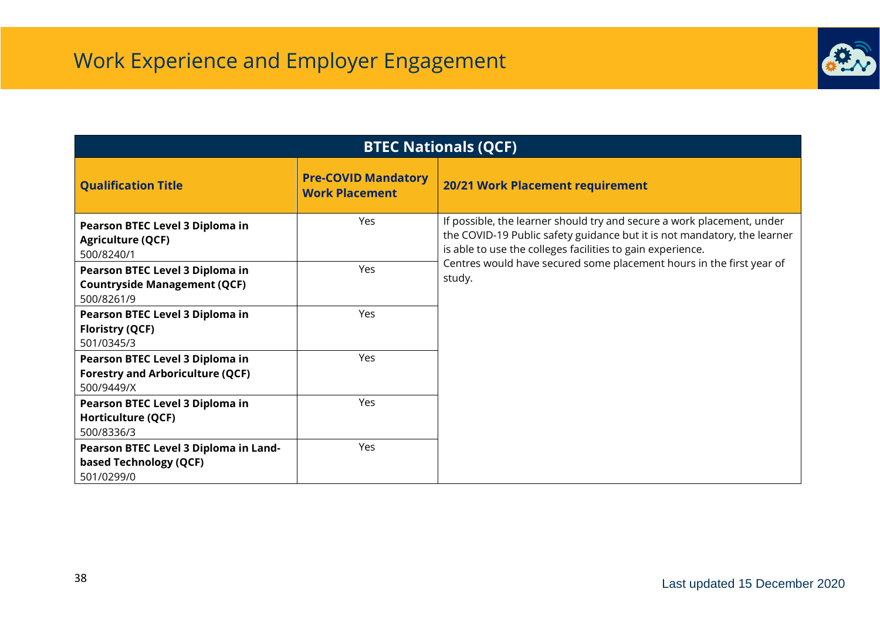# Work Experience and Employer Engagement

| BTEC Nationals (QCF) | | |
|---|---|---|
| **Qualification Title** | **Pre-COVID Mandatory Work Placement** | **20/21 Work Placement requirement** |
| **Pearson BTEC Level 3 Diploma in Agriculture (QCF)** 500/8240/1 | Yes | If possible, the learner should try and secure a work placement, under the COVID-19 Public safety guidance but it is not mandatory, the learner is able to use the colleges facilities to gain experience. Centres would have secured some placement hours in the first year of study. |
| **Pearson BTEC Level 3 Diploma in Countryside Management (QCF)** 500/8261/9 | Yes | |
| **Pearson BTEC Level 3 Diploma in Floristry (QCF)** 501/0345/3 | Yes | |
| **Pearson BTEC Level 3 Diploma in Forestry and Arboriculture (QCF)** 500/9449/X | Yes | |
| **Pearson BTEC Level 3 Diploma in Horticulture (QCF)** 500/8336/3 | Yes | |
| **Pearson BTEC Level 3 Diploma in Land-based Technology (QCF)** 501/0299/0 | Yes | |

Last updated 15 December 2020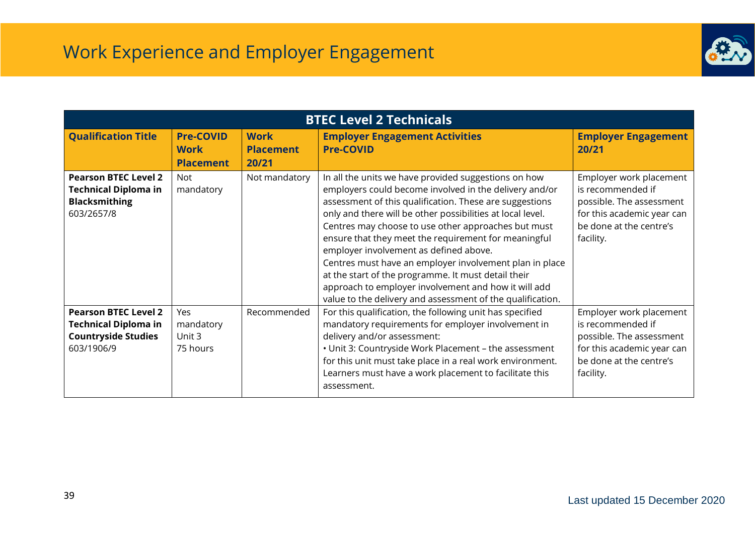# Work Experience and Employer Engagement

| BTEC Level 2 Technicals | | | | |
|---|---|---|---|---|
| **Qualification Title** | **Pre-COVID Work Placement** | **Work Placement 20/21** | **Employer Engagement Activities Pre-COVID** | **Employer Engagement 20/21** |
| **Pearson BTEC Level 2 Technical Diploma in Blacksmithing** 603/2657/8 | Not mandatory | Not mandatory | In all the units we have provided suggestions on how employers could become involved in the delivery and/or assessment of this qualification. These are suggestions only and there will be other possibilities at local level. Centres may choose to use other approaches but must ensure that they meet the requirement for meaningful employer involvement as defined above.<br>Centres must have an employer involvement plan in place at the start of the programme. It must detail their approach to employer involvement and how it will add value to the delivery and assessment of the qualification. | Employer work placement is recommended if possible. The assessment for this academic year can be done at the centre's facility. |
| **Pearson BTEC Level 2 Technical Diploma in Countryside Studies** 603/1906/9 | Yes mandatory Unit 3 75 hours | Recommended | For this qualification, the following unit has specified mandatory requirements for employer involvement in delivery and/or assessment:<br>• Unit 3: Countryside Work Placement – the assessment for this unit must take place in a real work environment. Learners must have a work placement to facilitate this assessment. | Employer work placement is recommended if possible. The assessment for this academic year can be done at the centre's facility. |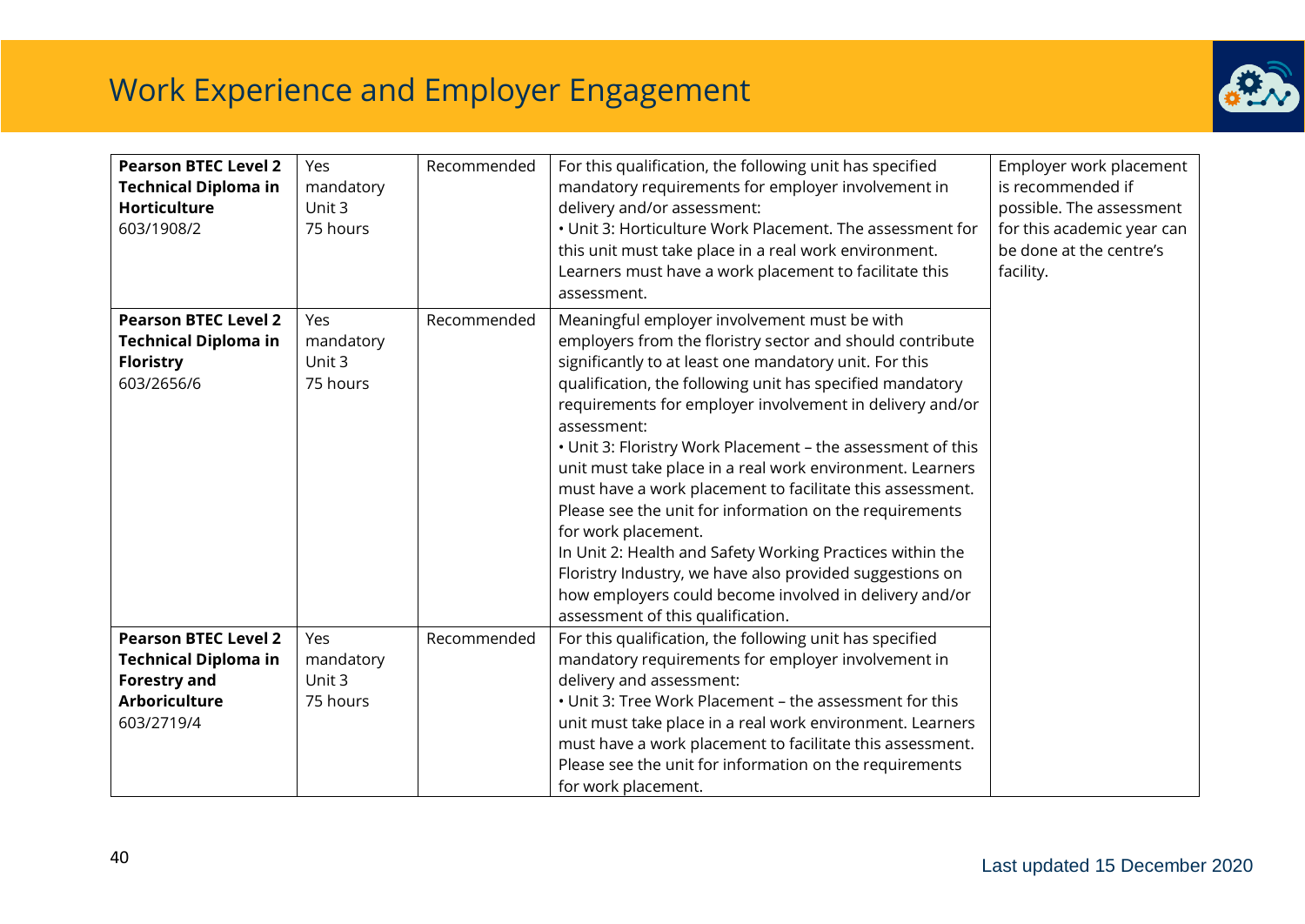# Work Experience and Employer Engagement

| | | | | |
|---|---|---|---|---|
| **Pearson BTEC Level 2 Technical Diploma in Horticulture** 603/1908/2 | Yes mandatory Unit 3 75 hours | Recommended | For this qualification, the following unit has specified mandatory requirements for employer involvement in delivery and/or assessment:<br>• Unit 3: Horticulture Work Placement. The assessment for this unit must take place in a real work environment. Learners must have a work placement to facilitate this assessment. | Employer work placement is recommended if possible. The assessment for this academic year can be done at the centre's facility. |
| **Pearson BTEC Level 2 Technical Diploma in Floristry** 603/2656/6 | Yes mandatory Unit 3 75 hours | Recommended | Meaningful employer involvement must be with employers from the floristry sector and should contribute significantly to at least one mandatory unit. For this qualification, the following unit has specified mandatory requirements for employer involvement in delivery and/or assessment:<br>• Unit 3: Floristry Work Placement – the assessment of this unit must take place in a real work environment. Learners must have a work placement to facilitate this assessment. Please see the unit for information on the requirements for work placement.<br>In Unit 2: Health and Safety Working Practices within the Floristry Industry, we have also provided suggestions on how employers could become involved in delivery and/or assessment of this qualification. | |
| **Pearson BTEC Level 2 Technical Diploma in Forestry and Arboriculture** 603/2719/4 | Yes mandatory Unit 3 75 hours | Recommended | For this qualification, the following unit has specified mandatory requirements for employer involvement in delivery and assessment:<br>• Unit 3: Tree Work Placement – the assessment for this unit must take place in a real work environment. Learners must have a work placement to facilitate this assessment. Please see the unit for information on the requirements for work placement. | |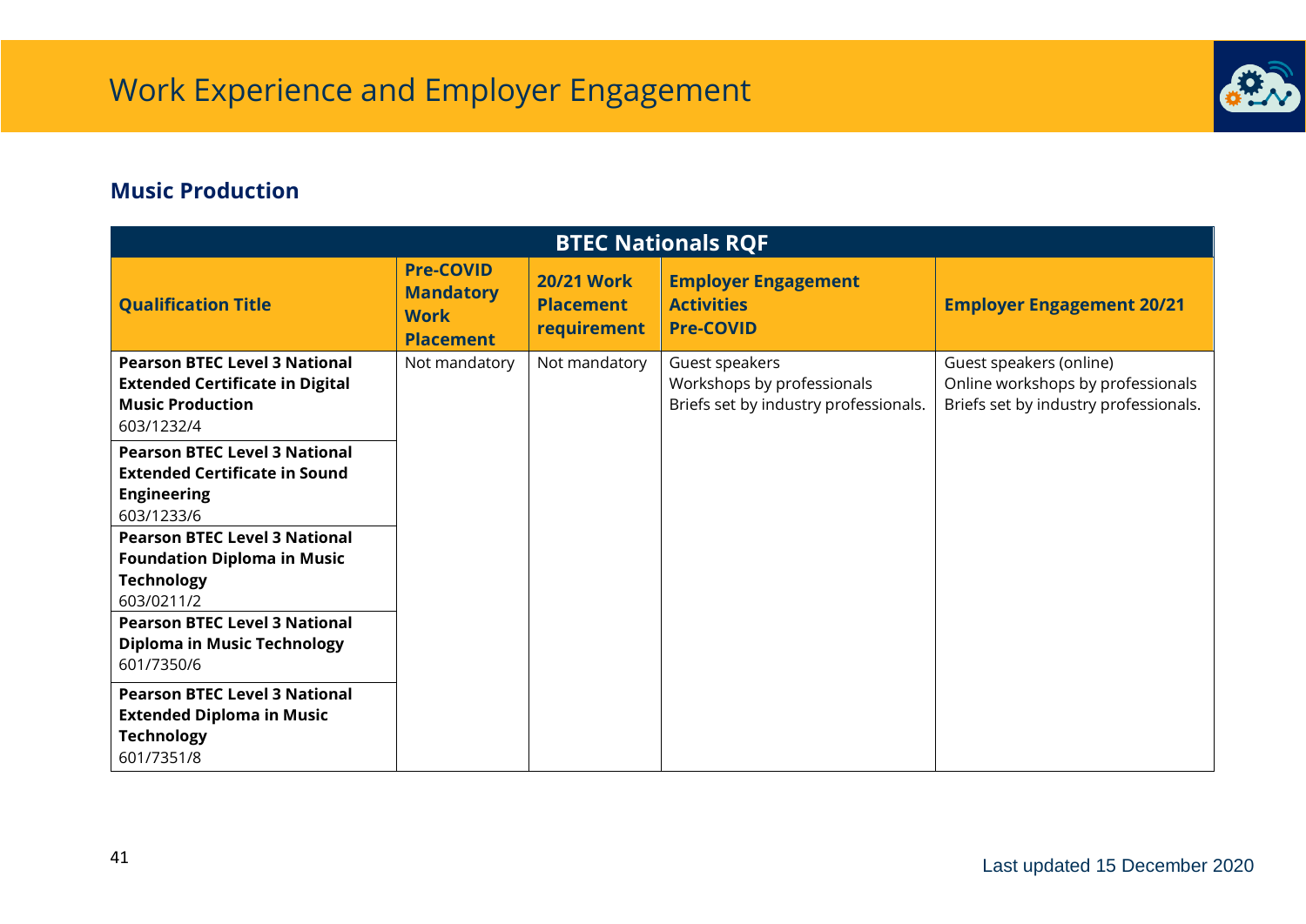# Work Experience and Employer Engagement

## Music Production

| BTEC Nationals RQF | | | | |
|---|---|---|---|---|
| **Qualification Title** | **Pre-COVID Mandatory Work Placement** | **20/21 Work Placement requirement** | **Employer Engagement Activities Pre-COVID** | **Employer Engagement 20/21** |
| **Pearson BTEC Level 3 National Extended Certificate in Digital Music Production** 603/1232/4 | Not mandatory | Not mandatory | Guest speakers<br>Workshops by professionals<br>Briefs set by industry professionals. | Guest speakers (online)<br>Online workshops by professionals<br>Briefs set by industry professionals. |
| **Pearson BTEC Level 3 National Extended Certificate in Sound Engineering** 603/1233/6 | | | | |
| **Pearson BTEC Level 3 National Foundation Diploma in Music Technology** 603/0211/2 | | | | |
| **Pearson BTEC Level 3 National Diploma in Music Technology** 601/7350/6 | | | | |
| **Pearson BTEC Level 3 National Extended Diploma in Music Technology** 601/7351/8 | | | | |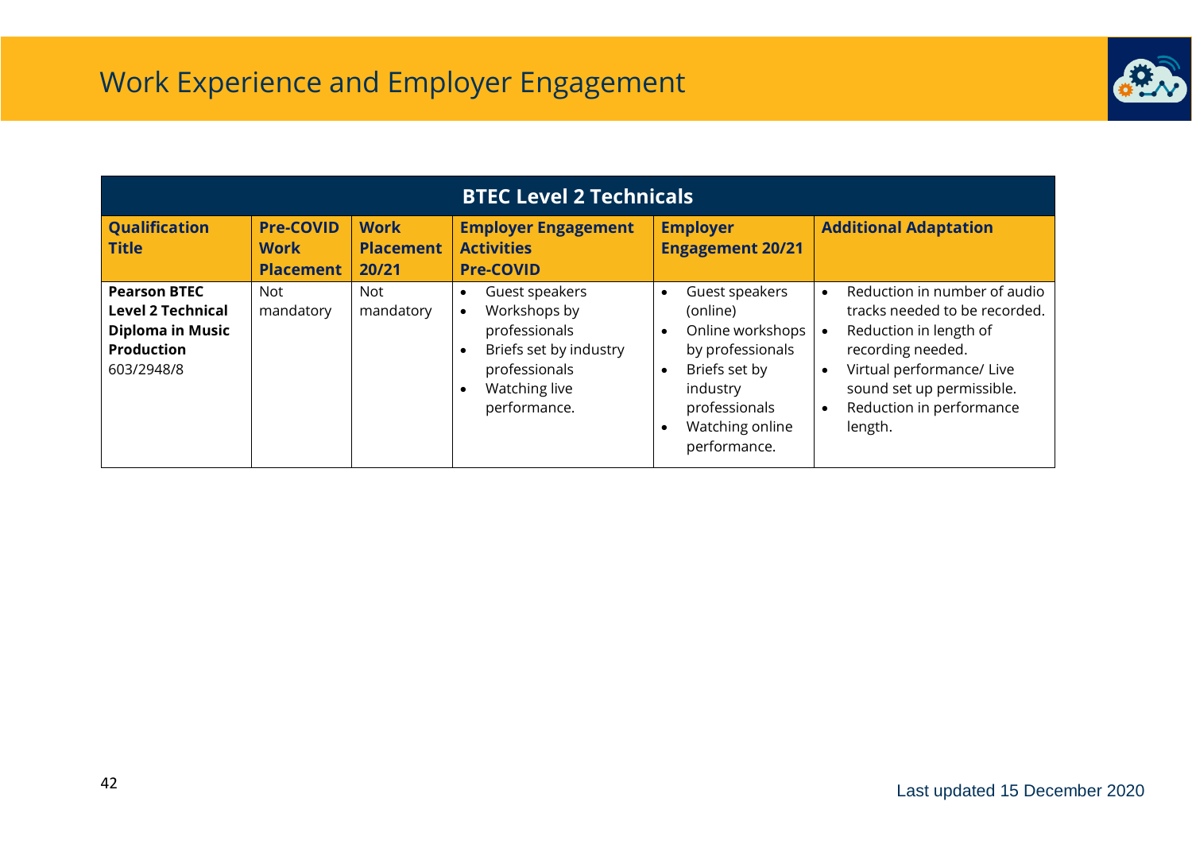# Work Experience and Employer Engagement

| BTEC Level 2 Technicals | | | | | |
|---|---|---|---|---|---|
| **Qualification Title** | **Pre-COVID Work Placement** | **Work Placement 20/21** | **Employer Engagement Activities Pre-COVID** | **Employer Engagement 20/21** | **Additional Adaptation** |
| **Pearson BTEC Level 2 Technical Diploma in Music Production** 603/2948/8 | Not mandatory | Not mandatory | • Guest speakers<br>• Workshops by professionals<br>• Briefs set by industry professionals<br>• Watching live performance. | • Guest speakers (online)<br>• Online workshops by professionals<br>• Briefs set by industry professionals<br>• Watching online performance. | • Reduction in number of audio tracks needed to be recorded.<br>• Reduction in length of recording needed.<br>• Virtual performance/ Live sound set up permissible.<br>• Reduction in performance length. |

Last updated 15 December 2020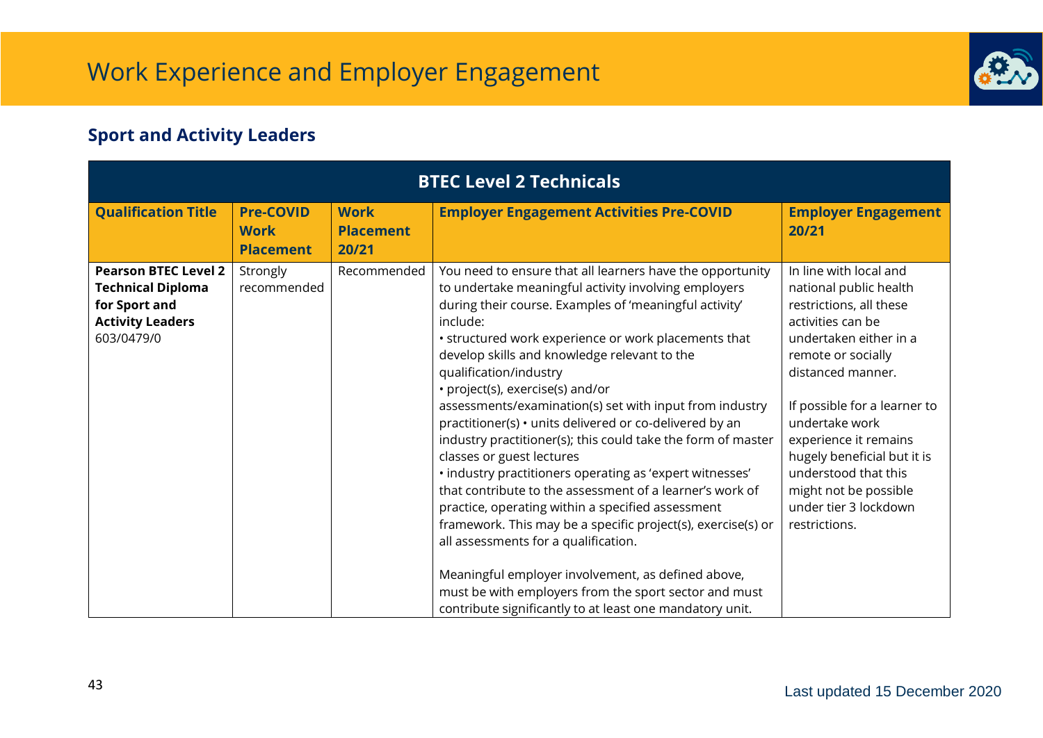# Work Experience and Employer Engagement

## Sport and Activity Leaders

| BTEC Level 2 Technicals | | | | |
|---|---|---|---|---|
| **Qualification Title** | **Pre-COVID Work Placement** | **Work Placement 20/21** | **Employer Engagement Activities Pre-COVID** | **Employer Engagement 20/21** |
| **Pearson BTEC Level 2 Technical Diploma for Sport and Activity Leaders** 603/0479/0 | Strongly recommended | Recommended | You need to ensure that all learners have the opportunity to undertake meaningful activity involving employers during their course. Examples of 'meaningful activity' include:<br>• structured work experience or work placements that develop skills and knowledge relevant to the qualification/industry<br>• project(s), exercise(s) and/or assessments/examination(s) set with input from industry practitioner(s) • units delivered or co-delivered by an industry practitioner(s); this could take the form of master classes or guest lectures<br>• industry practitioners operating as 'expert witnesses' that contribute to the assessment of a learner's work of practice, operating within a specified assessment framework. This may be a specific project(s), exercise(s) or all assessments for a qualification.<br><br>Meaningful employer involvement, as defined above, must be with employers from the sport sector and must contribute significantly to at least one mandatory unit. | In line with local and national public health restrictions, all these activities can be undertaken either in a remote or socially distanced manner.<br><br>If possible for a learner to undertake work experience it remains hugely beneficial but it is understood that this might not be possible under tier 3 lockdown restrictions. |

Last updated 15 December 2020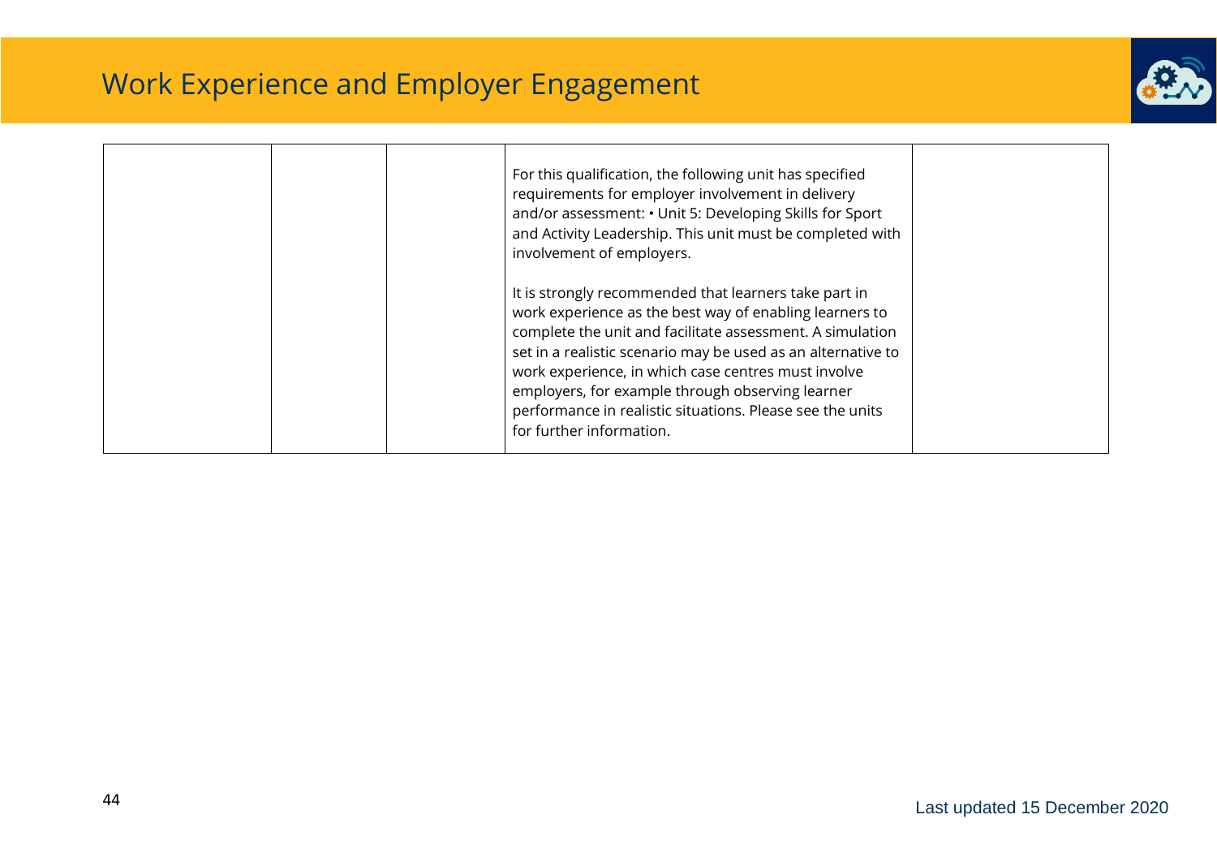# Work Experience and Employer Engagement

| | | | | |
|---|---|---|---|---|
| | | | For this qualification, the following unit has specified requirements for employer involvement in delivery and/or assessment: • Unit 5: Developing Skills for Sport and Activity Leadership. This unit must be completed with involvement of employers.<br><br>It is strongly recommended that learners take part in work experience as the best way of enabling learners to complete the unit and facilitate assessment. A simulation set in a realistic scenario may be used as an alternative to work experience, in which case centres must involve employers, for example through observing learner performance in realistic situations. Please see the units for further information. | |

Last updated 15 December 2020